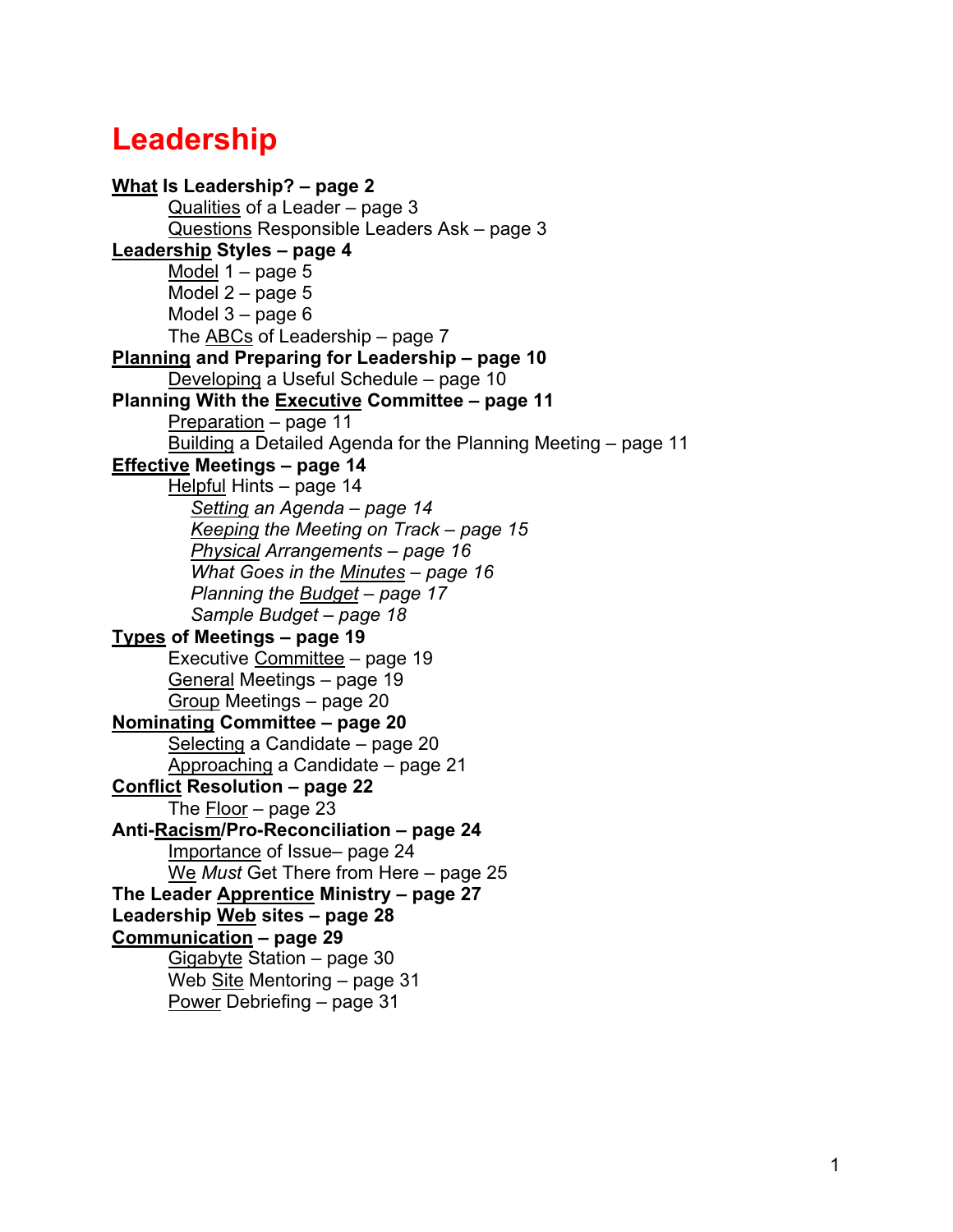# Leadership

**What Is Leadership? – page 2**
- Qualities of a Leader – page 3
- Questions Responsible Leaders Ask – page 3

**Leadership Styles – page 4**
- Model 1 – page 5
- Model 2 – page 5
- Model 3 – page 6
- The ABCs of Leadership – page 7

**Planning and Preparing for Leadership – page 10**
- Developing a Useful Schedule – page 10

**Planning With the Executive Committee – page 11**
- Preparation – page 11
- Building a Detailed Agenda for the Planning Meeting – page 11

**Effective Meetings – page 14**
- Helpful Hints – page 14
  - *Setting an Agenda – page 14*
  - *Keeping the Meeting on Track – page 15*
  - *Physical Arrangements – page 16*
  - *What Goes in the Minutes – page 16*
  - *Planning the Budget – page 17*
  - *Sample Budget – page 18*

**Types of Meetings – page 19**
- Executive Committee – page 19
- General Meetings – page 19
- Group Meetings – page 20

**Nominating Committee – page 20**
- Selecting a Candidate – page 20
- Approaching a Candidate – page 21

**Conflict Resolution – page 22**
- The Floor – page 23

**Anti-Racism/Pro-Reconciliation – page 24**
- Importance of Issue– page 24
- We *Must* Get There from Here – page 25

**The Leader Apprentice Ministry – page 27**

**Leadership Web sites – page 28**

**Communication – page 29**
- Gigabyte Station – page 30
- Web Site Mentoring – page 31
- Power Debriefing – page 31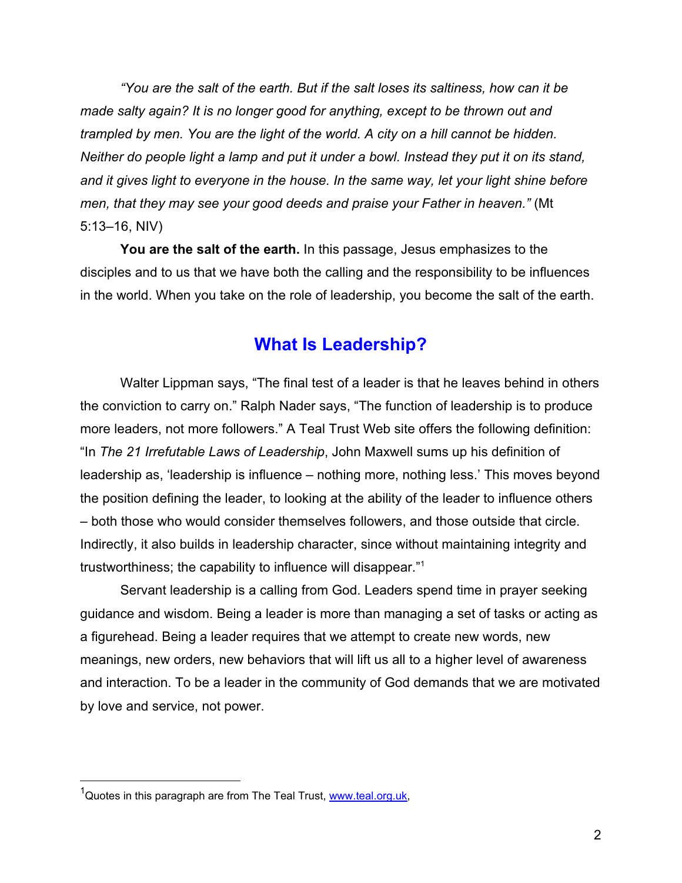*"You are the salt of the earth. But if the salt loses its saltiness, how can it be made salty again? It is no longer good for anything, except to be thrown out and trampled by men. You are the light of the world. A city on a hill cannot be hidden. Neither do people light a lamp and put it under a bowl. Instead they put it on its stand, and it gives light to everyone in the house. In the same way, let your light shine before men, that they may see your good deeds and praise your Father in heaven."* (Mt 5:13–16, NIV)

**You are the salt of the earth.** In this passage, Jesus emphasizes to the disciples and to us that we have both the calling and the responsibility to be influences in the world. When you take on the role of leadership, you become the salt of the earth.

## What Is Leadership?

Walter Lippman says, "The final test of a leader is that he leaves behind in others the conviction to carry on." Ralph Nader says, "The function of leadership is to produce more leaders, not more followers." A Teal Trust Web site offers the following definition: "In *The 21 Irrefutable Laws of Leadership*, John Maxwell sums up his definition of leadership as, 'leadership is influence – nothing more, nothing less.' This moves beyond the position defining the leader, to looking at the ability of the leader to influence others – both those who would consider themselves followers, and those outside that circle. Indirectly, it also builds in leadership character, since without maintaining integrity and trustworthiness; the capability to influence will disappear."[1]

Servant leadership is a calling from God. Leaders spend time in prayer seeking guidance and wisdom. Being a leader is more than managing a set of tasks or acting as a figurehead. Being a leader requires that we attempt to create new words, new meanings, new orders, new behaviors that will lift us all to a higher level of awareness and interaction. To be a leader in the community of God demands that we are motivated by love and service, not power.

[1] Quotes in this paragraph are from The Teal Trust, www.teal.org.uk,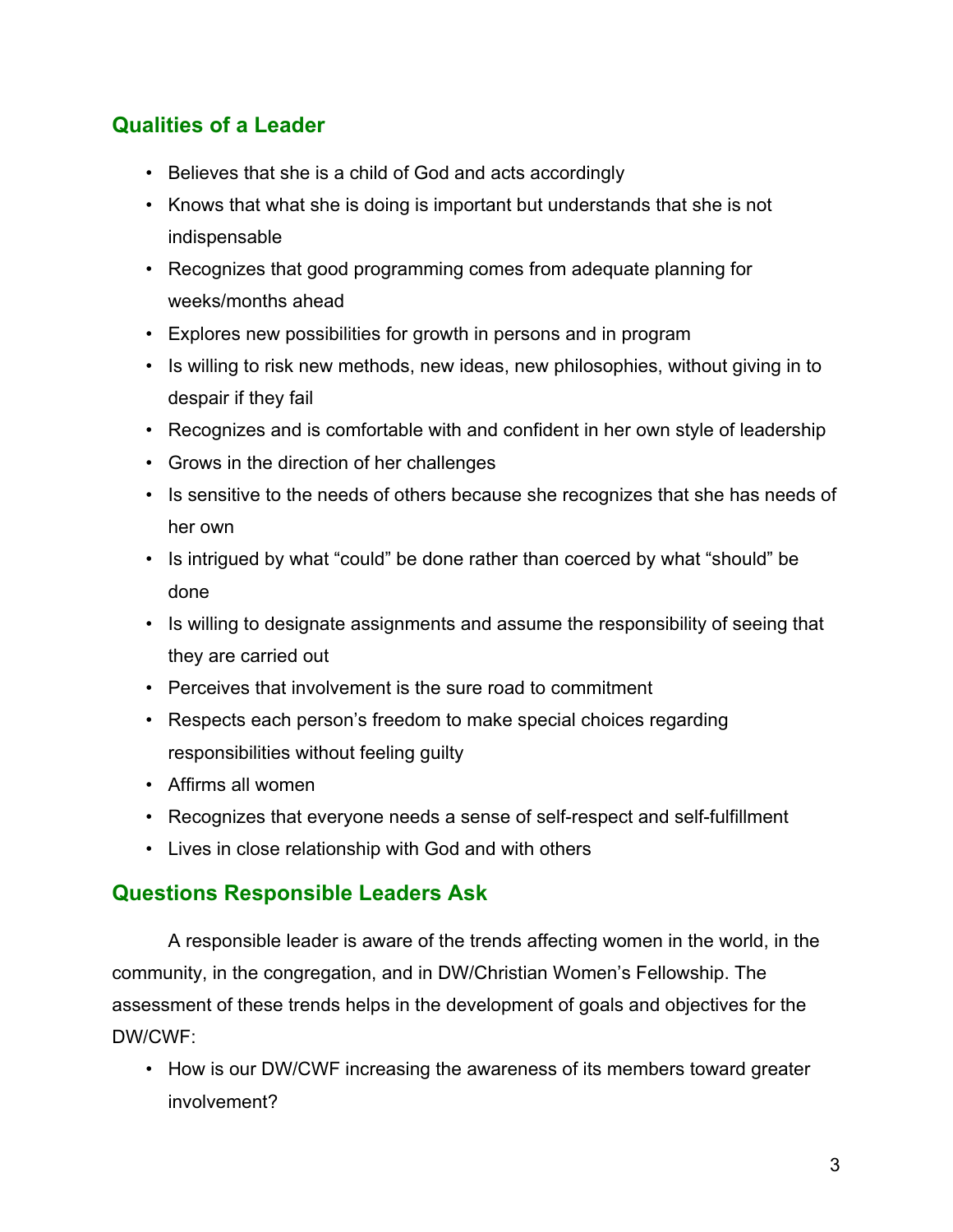## Qualities of a Leader

- Believes that she is a child of God and acts accordingly
- Knows that what she is doing is important but understands that she is not indispensable
- Recognizes that good programming comes from adequate planning for weeks/months ahead
- Explores new possibilities for growth in persons and in program
- Is willing to risk new methods, new ideas, new philosophies, without giving in to despair if they fail
- Recognizes and is comfortable with and confident in her own style of leadership
- Grows in the direction of her challenges
- Is sensitive to the needs of others because she recognizes that she has needs of her own
- Is intrigued by what "could" be done rather than coerced by what "should" be done
- Is willing to designate assignments and assume the responsibility of seeing that they are carried out
- Perceives that involvement is the sure road to commitment
- Respects each person's freedom to make special choices regarding responsibilities without feeling guilty
- Affirms all women
- Recognizes that everyone needs a sense of self-respect and self-fulfillment
- Lives in close relationship with God and with others

## Questions Responsible Leaders Ask

A responsible leader is aware of the trends affecting women in the world, in the community, in the congregation, and in DW/Christian Women's Fellowship. The assessment of these trends helps in the development of goals and objectives for the DW/CWF:

- How is our DW/CWF increasing the awareness of its members toward greater involvement?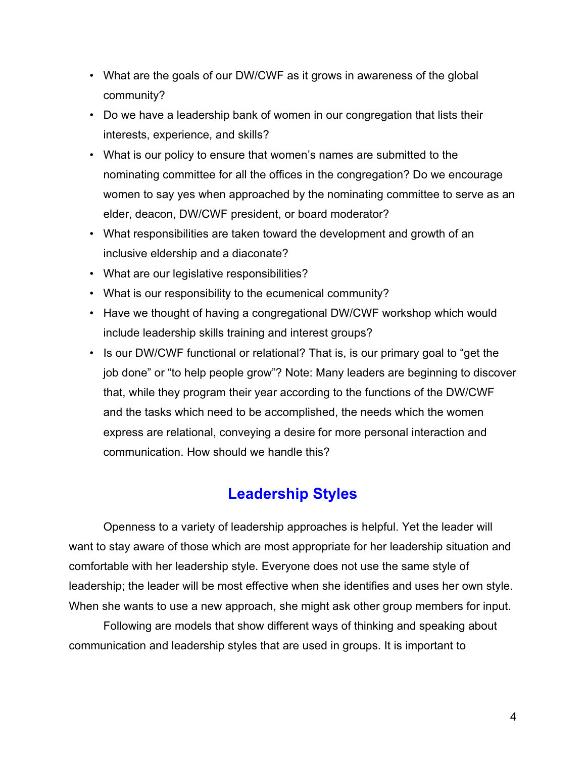- What are the goals of our DW/CWF as it grows in awareness of the global community?
- Do we have a leadership bank of women in our congregation that lists their interests, experience, and skills?
- What is our policy to ensure that women's names are submitted to the nominating committee for all the offices in the congregation? Do we encourage women to say yes when approached by the nominating committee to serve as an elder, deacon, DW/CWF president, or board moderator?
- What responsibilities are taken toward the development and growth of an inclusive eldership and a diaconate?
- What are our legislative responsibilities?
- What is our responsibility to the ecumenical community?
- Have we thought of having a congregational DW/CWF workshop which would include leadership skills training and interest groups?
- Is our DW/CWF functional or relational? That is, is our primary goal to "get the job done" or "to help people grow"? Note: Many leaders are beginning to discover that, while they program their year according to the functions of the DW/CWF and the tasks which need to be accomplished, the needs which the women express are relational, conveying a desire for more personal interaction and communication. How should we handle this?

## Leadership Styles

Openness to a variety of leadership approaches is helpful. Yet the leader will want to stay aware of those which are most appropriate for her leadership situation and comfortable with her leadership style. Everyone does not use the same style of leadership; the leader will be most effective when she identifies and uses her own style. When she wants to use a new approach, she might ask other group members for input.

Following are models that show different ways of thinking and speaking about communication and leadership styles that are used in groups. It is important to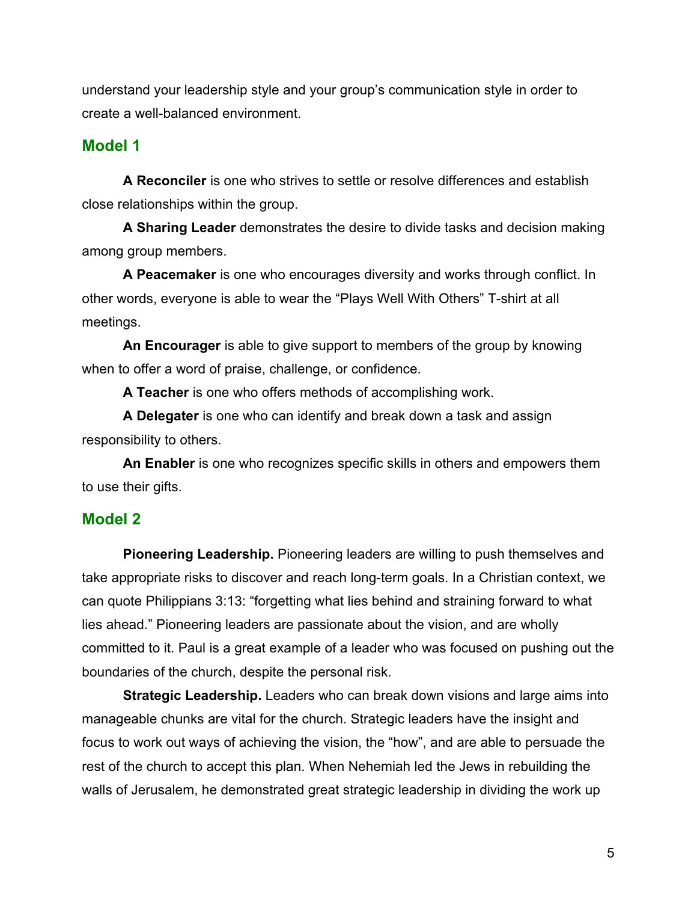understand your leadership style and your group's communication style in order to create a well-balanced environment.

## Model 1

**A Reconciler** is one who strives to settle or resolve differences and establish close relationships within the group.

**A Sharing Leader** demonstrates the desire to divide tasks and decision making among group members.

**A Peacemaker** is one who encourages diversity and works through conflict. In other words, everyone is able to wear the "Plays Well With Others" T-shirt at all meetings.

**An Encourager** is able to give support to members of the group by knowing when to offer a word of praise, challenge, or confidence.

**A Teacher** is one who offers methods of accomplishing work.

**A Delegater** is one who can identify and break down a task and assign responsibility to others.

**An Enabler** is one who recognizes specific skills in others and empowers them to use their gifts.

## Model 2

**Pioneering Leadership.** Pioneering leaders are willing to push themselves and take appropriate risks to discover and reach long-term goals. In a Christian context, we can quote Philippians 3:13: "forgetting what lies behind and straining forward to what lies ahead." Pioneering leaders are passionate about the vision, and are wholly committed to it. Paul is a great example of a leader who was focused on pushing out the boundaries of the church, despite the personal risk.

**Strategic Leadership.** Leaders who can break down visions and large aims into manageable chunks are vital for the church. Strategic leaders have the insight and focus to work out ways of achieving the vision, the "how", and are able to persuade the rest of the church to accept this plan. When Nehemiah led the Jews in rebuilding the walls of Jerusalem, he demonstrated great strategic leadership in dividing the work up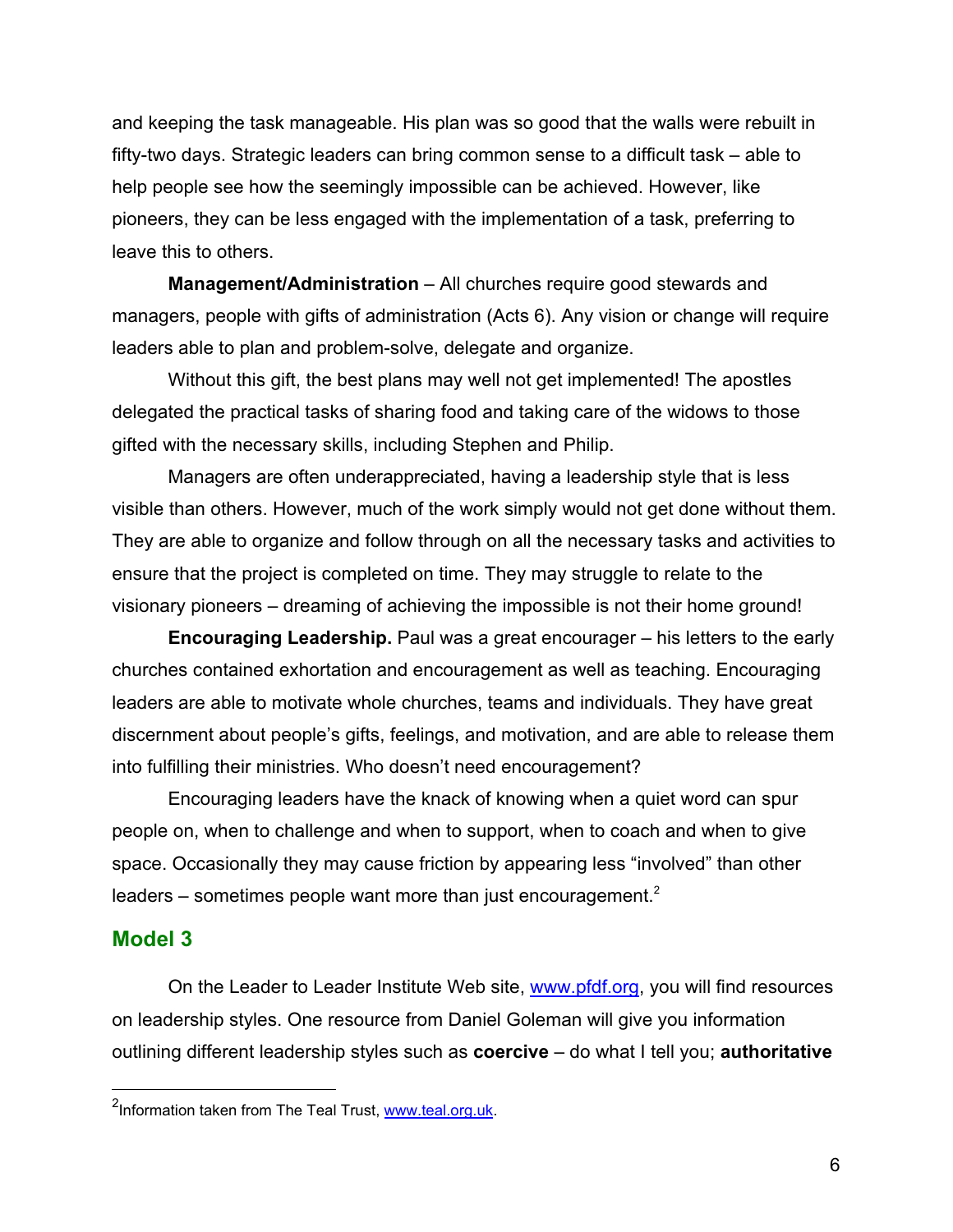and keeping the task manageable. His plan was so good that the walls were rebuilt in fifty-two days. Strategic leaders can bring common sense to a difficult task – able to help people see how the seemingly impossible can be achieved. However, like pioneers, they can be less engaged with the implementation of a task, preferring to leave this to others.

**Management/Administration** – All churches require good stewards and managers, people with gifts of administration (Acts 6). Any vision or change will require leaders able to plan and problem-solve, delegate and organize.

Without this gift, the best plans may well not get implemented! The apostles delegated the practical tasks of sharing food and taking care of the widows to those gifted with the necessary skills, including Stephen and Philip.

Managers are often underappreciated, having a leadership style that is less visible than others. However, much of the work simply would not get done without them. They are able to organize and follow through on all the necessary tasks and activities to ensure that the project is completed on time. They may struggle to relate to the visionary pioneers – dreaming of achieving the impossible is not their home ground!

**Encouraging Leadership.** Paul was a great encourager – his letters to the early churches contained exhortation and encouragement as well as teaching. Encouraging leaders are able to motivate whole churches, teams and individuals. They have great discernment about people's gifts, feelings, and motivation, and are able to release them into fulfilling their ministries. Who doesn't need encouragement?

Encouraging leaders have the knack of knowing when a quiet word can spur people on, when to challenge and when to support, when to coach and when to give space. Occasionally they may cause friction by appearing less "involved" than other leaders – sometimes people want more than just encouragement.[2]

## Model 3

On the Leader to Leader Institute Web site, www.pfdf.org, you will find resources on leadership styles. One resource from Daniel Goleman will give you information outlining different leadership styles such as **coercive** – do what I tell you; **authoritative**

---

[2] Information taken from The Teal Trust, www.teal.org.uk.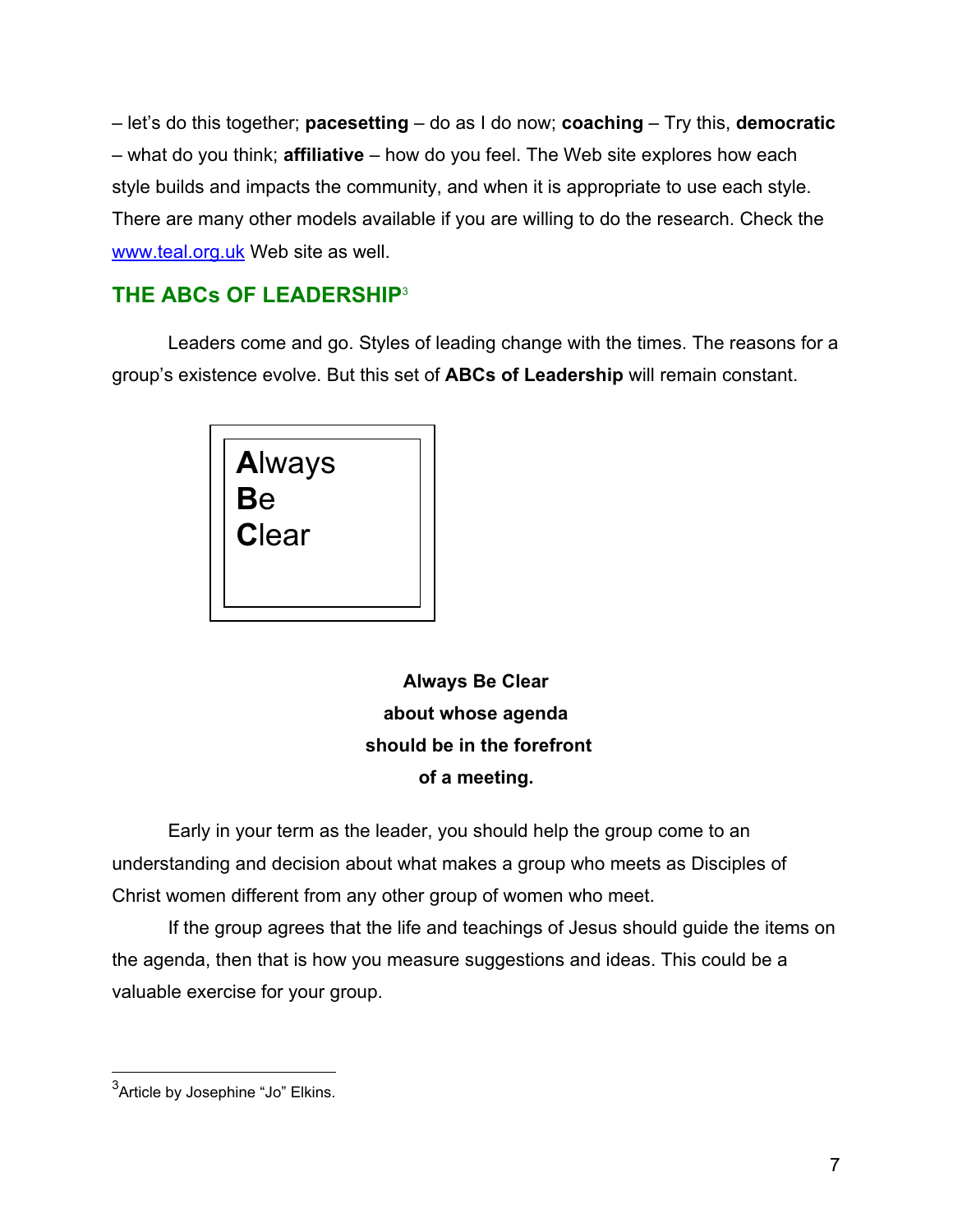– let's do this together; **pacesetting** – do as I do now; **coaching** – Try this, **democratic** – what do you think; **affiliative** – how do you feel. The Web site explores how each style builds and impacts the community, and when it is appropriate to use each style. There are many other models available if you are willing to do the research. Check the [www.teal.org.uk](http://www.teal.org.uk) Web site as well.

## THE ABCs OF LEADERSHIP[3]

Leaders come and go. Styles of leading change with the times. The reasons for a group's existence evolve. But this set of **ABCs of Leadership** will remain constant.

**A**lways
**B**e
**C**lear

**Always Be Clear**
**about whose agenda**
**should be in the forefront**
**of a meeting.**

Early in your term as the leader, you should help the group come to an understanding and decision about what makes a group who meets as Disciples of Christ women different from any other group of women who meet.

If the group agrees that the life and teachings of Jesus should guide the items on the agenda, then that is how you measure suggestions and ideas. This could be a valuable exercise for your group.

---

[3] Article by Josephine "Jo" Elkins.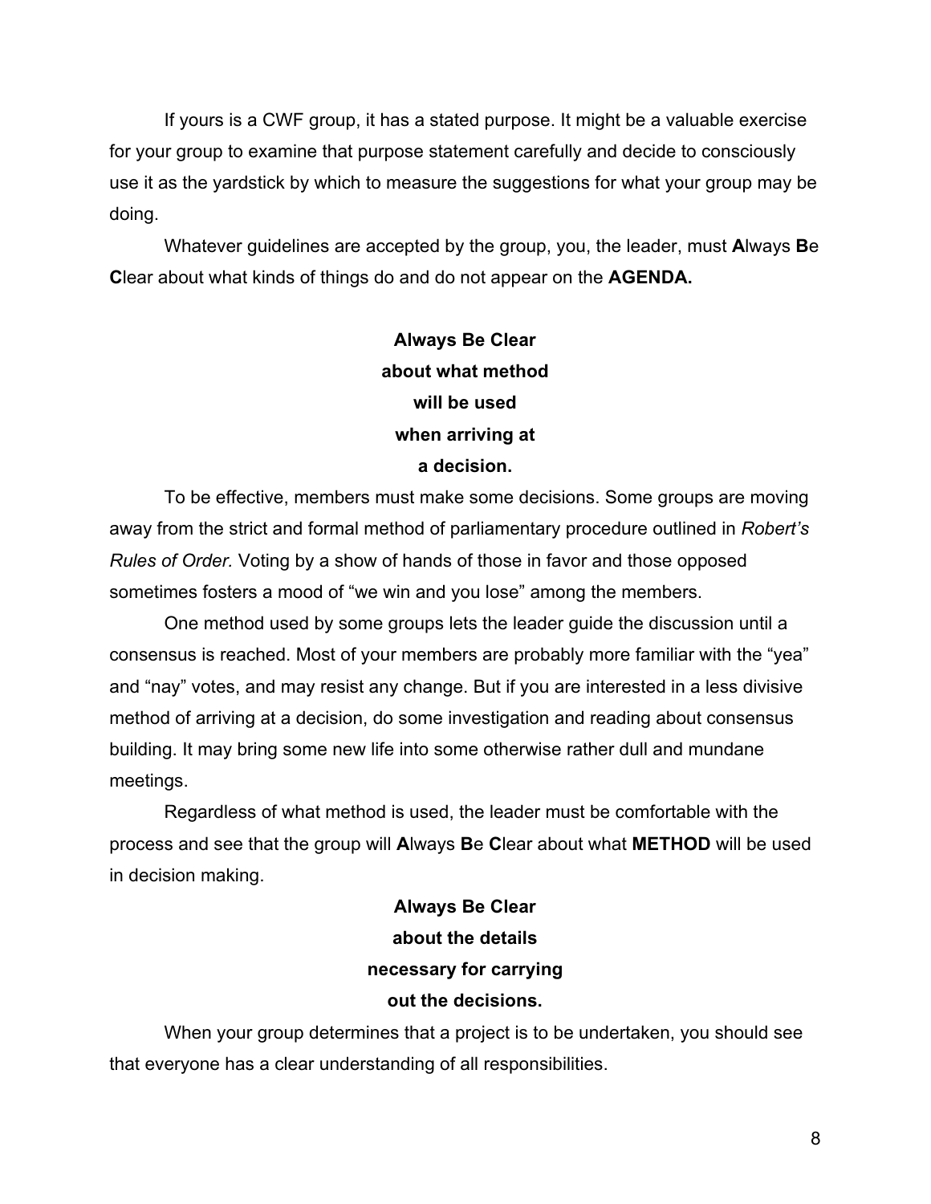If yours is a CWF group, it has a stated purpose. It might be a valuable exercise for your group to examine that purpose statement carefully and decide to consciously use it as the yardstick by which to measure the suggestions for what your group may be doing.

Whatever guidelines are accepted by the group, you, the leader, must **A**lways **B**e **C**lear about what kinds of things do and do not appear on the **AGENDA.**

**Always Be Clear about what method will be used when arriving at a decision.**

To be effective, members must make some decisions. Some groups are moving away from the strict and formal method of parliamentary procedure outlined in *Robert's Rules of Order.* Voting by a show of hands of those in favor and those opposed sometimes fosters a mood of "we win and you lose" among the members.

One method used by some groups lets the leader guide the discussion until a consensus is reached. Most of your members are probably more familiar with the "yea" and "nay" votes, and may resist any change. But if you are interested in a less divisive method of arriving at a decision, do some investigation and reading about consensus building. It may bring some new life into some otherwise rather dull and mundane meetings.

Regardless of what method is used, the leader must be comfortable with the process and see that the group will **A**lways **B**e **C**lear about what **METHOD** will be used in decision making.

**Always Be Clear about the details necessary for carrying out the decisions.**

When your group determines that a project is to be undertaken, you should see that everyone has a clear understanding of all responsibilities.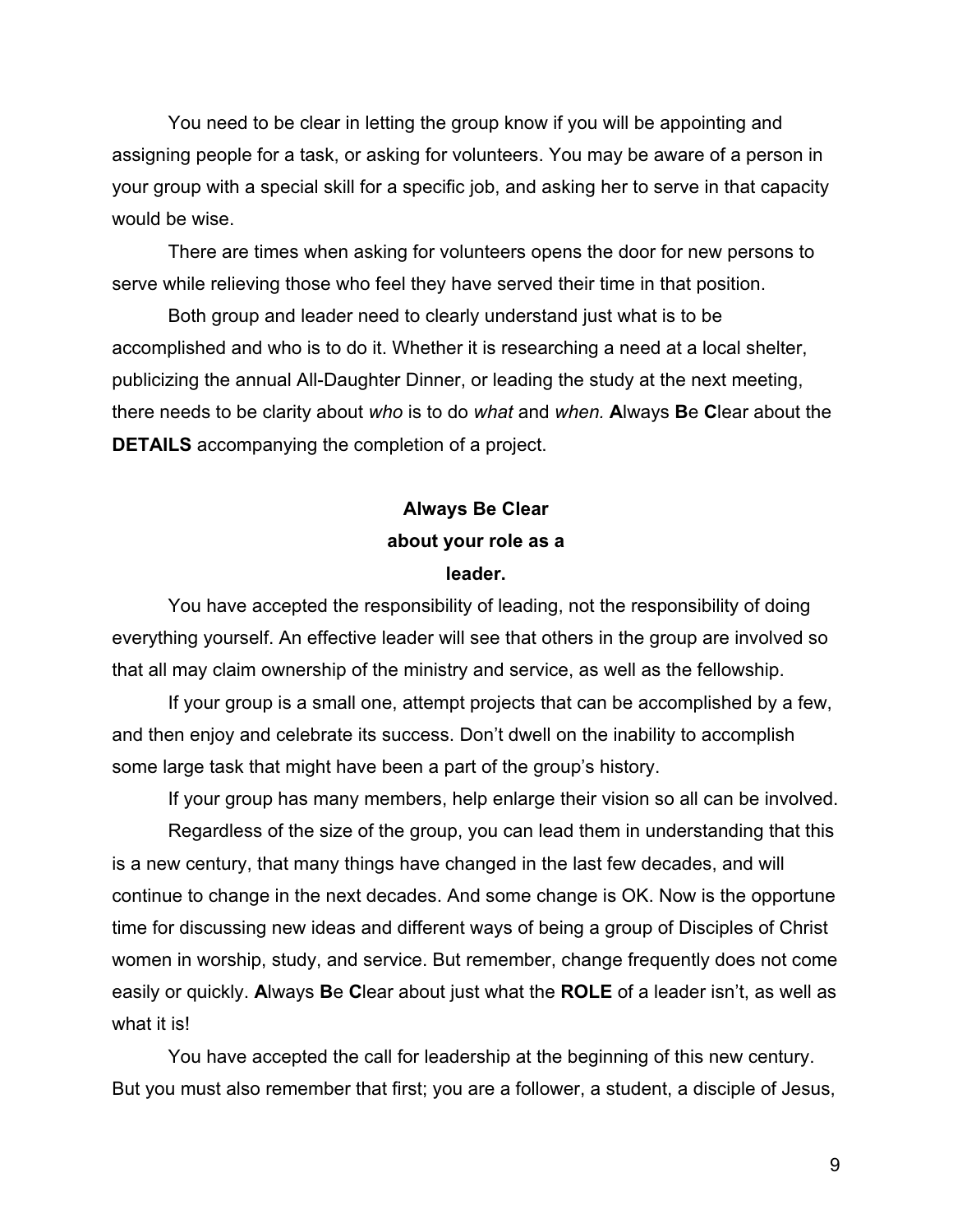You need to be clear in letting the group know if you will be appointing and assigning people for a task, or asking for volunteers. You may be aware of a person in your group with a special skill for a specific job, and asking her to serve in that capacity would be wise.

There are times when asking for volunteers opens the door for new persons to serve while relieving those who feel they have served their time in that position.

Both group and leader need to clearly understand just what is to be accomplished and who is to do it. Whether it is researching a need at a local shelter, publicizing the annual All-Daughter Dinner, or leading the study at the next meeting, there needs to be clarity about *who* is to do *what* and *when.* **A**lways **B**e **C**lear about the **DETAILS** accompanying the completion of a project.

**Always Be Clear about your role as a leader.**

You have accepted the responsibility of leading, not the responsibility of doing everything yourself. An effective leader will see that others in the group are involved so that all may claim ownership of the ministry and service, as well as the fellowship.

If your group is a small one, attempt projects that can be accomplished by a few, and then enjoy and celebrate its success. Don't dwell on the inability to accomplish some large task that might have been a part of the group's history.

If your group has many members, help enlarge their vision so all can be involved.

Regardless of the size of the group, you can lead them in understanding that this is a new century, that many things have changed in the last few decades, and will continue to change in the next decades. And some change is OK. Now is the opportune time for discussing new ideas and different ways of being a group of Disciples of Christ women in worship, study, and service. But remember, change frequently does not come easily or quickly. **A**lways **B**e **C**lear about just what the **ROLE** of a leader isn't, as well as what it is!

You have accepted the call for leadership at the beginning of this new century. But you must also remember that first; you are a follower, a student, a disciple of Jesus,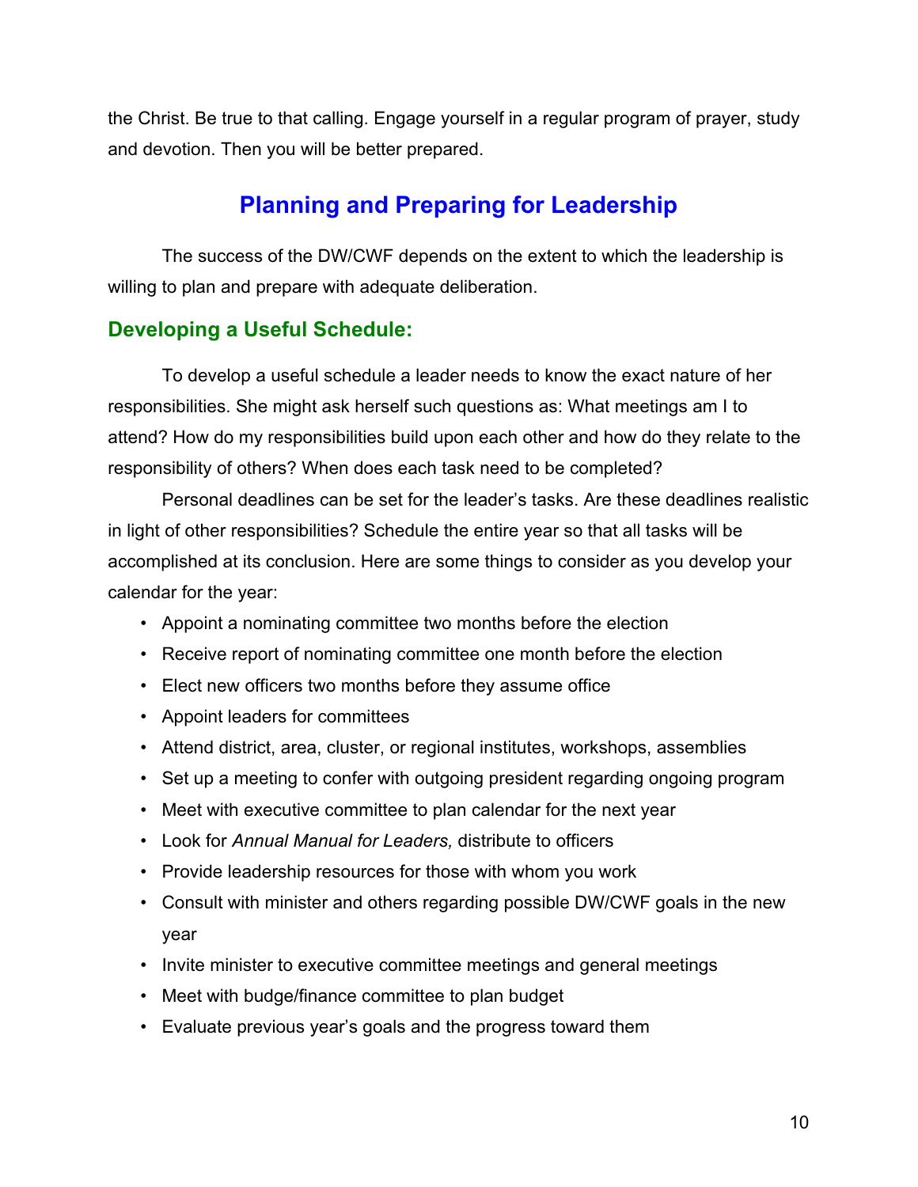the Christ. Be true to that calling. Engage yourself in a regular program of prayer, study and devotion. Then you will be better prepared.

## Planning and Preparing for Leadership

The success of the DW/CWF depends on the extent to which the leadership is willing to plan and prepare with adequate deliberation.

### Developing a Useful Schedule:

To develop a useful schedule a leader needs to know the exact nature of her responsibilities. She might ask herself such questions as: What meetings am I to attend? How do my responsibilities build upon each other and how do they relate to the responsibility of others? When does each task need to be completed?

Personal deadlines can be set for the leader's tasks. Are these deadlines realistic in light of other responsibilities? Schedule the entire year so that all tasks will be accomplished at its conclusion. Here are some things to consider as you develop your calendar for the year:

- Appoint a nominating committee two months before the election
- Receive report of nominating committee one month before the election
- Elect new officers two months before they assume office
- Appoint leaders for committees
- Attend district, area, cluster, or regional institutes, workshops, assemblies
- Set up a meeting to confer with outgoing president regarding ongoing program
- Meet with executive committee to plan calendar for the next year
- Look for *Annual Manual for Leaders,* distribute to officers
- Provide leadership resources for those with whom you work
- Consult with minister and others regarding possible DW/CWF goals in the new year
- Invite minister to executive committee meetings and general meetings
- Meet with budge/finance committee to plan budget
- Evaluate previous year's goals and the progress toward them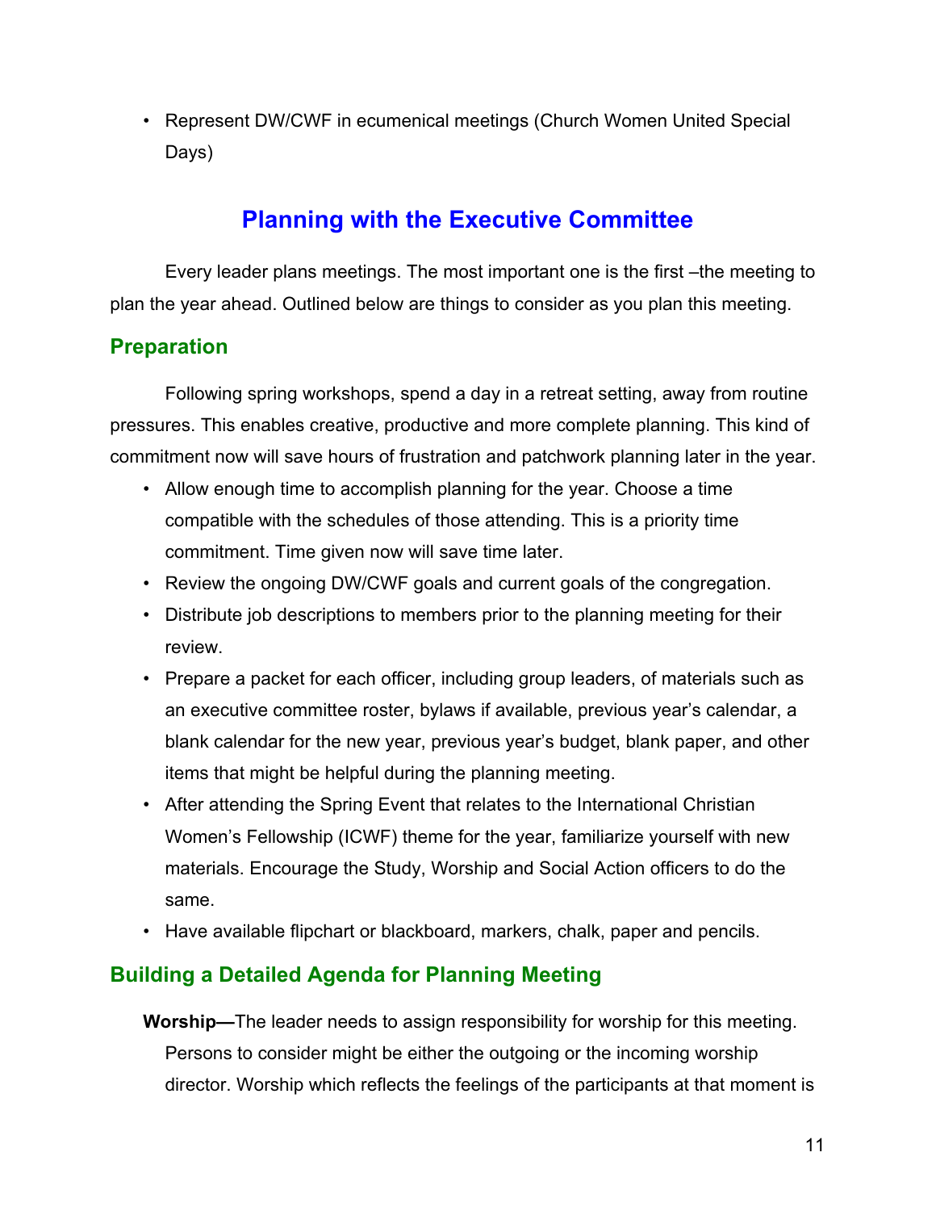- Represent DW/CWF in ecumenical meetings (Church Women United Special Days)

## Planning with the Executive Committee

Every leader plans meetings. The most important one is the first –the meeting to plan the year ahead. Outlined below are things to consider as you plan this meeting.

### Preparation

Following spring workshops, spend a day in a retreat setting, away from routine pressures. This enables creative, productive and more complete planning. This kind of commitment now will save hours of frustration and patchwork planning later in the year.

- Allow enough time to accomplish planning for the year. Choose a time compatible with the schedules of those attending. This is a priority time commitment. Time given now will save time later.
- Review the ongoing DW/CWF goals and current goals of the congregation.
- Distribute job descriptions to members prior to the planning meeting for their review.
- Prepare a packet for each officer, including group leaders, of materials such as an executive committee roster, bylaws if available, previous year's calendar, a blank calendar for the new year, previous year's budget, blank paper, and other items that might be helpful during the planning meeting.
- After attending the Spring Event that relates to the International Christian Women's Fellowship (ICWF) theme for the year, familiarize yourself with new materials. Encourage the Study, Worship and Social Action officers to do the same.
- Have available flipchart or blackboard, markers, chalk, paper and pencils.

### Building a Detailed Agenda for Planning Meeting

**Worship—**The leader needs to assign responsibility for worship for this meeting. Persons to consider might be either the outgoing or the incoming worship director. Worship which reflects the feelings of the participants at that moment is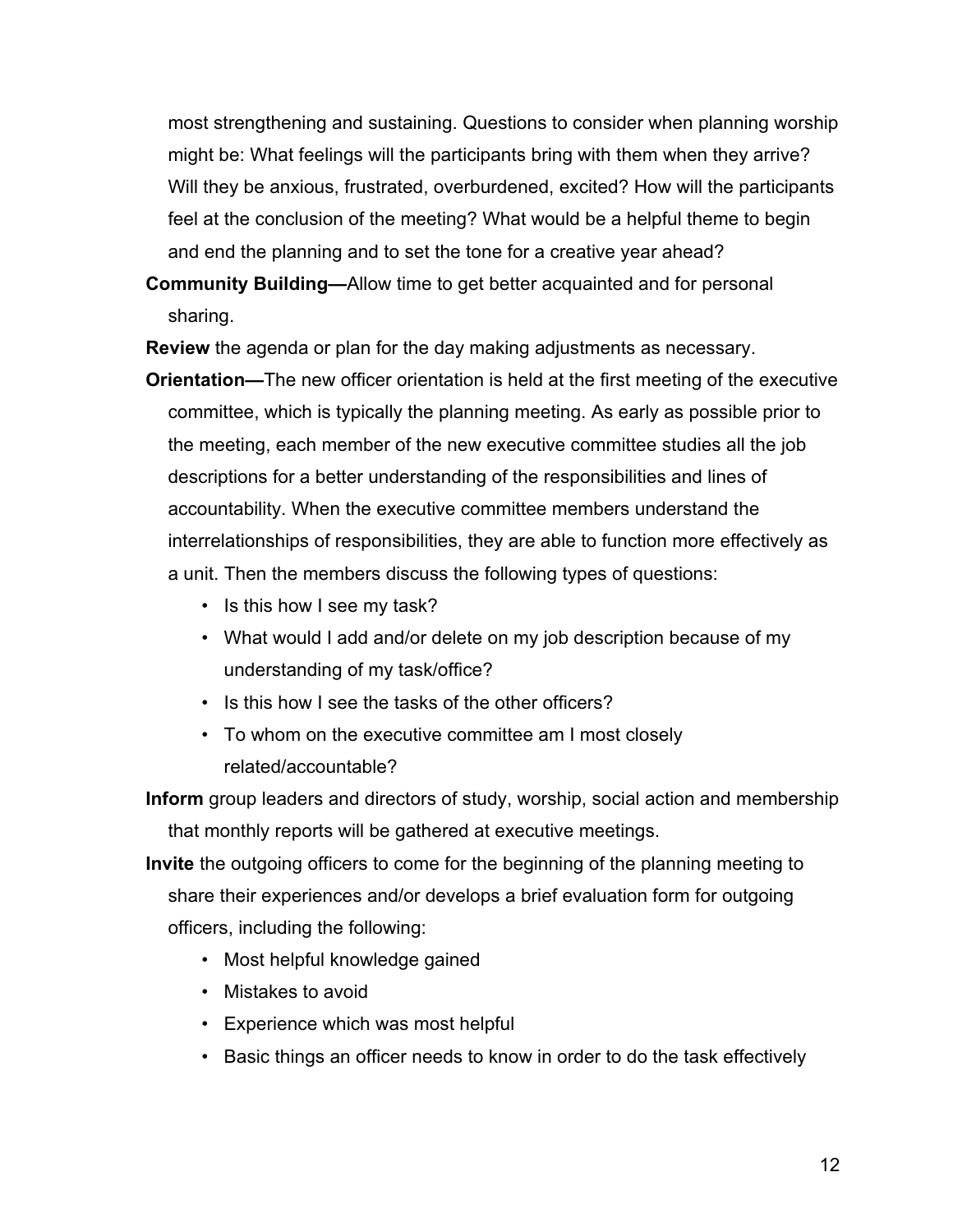most strengthening and sustaining. Questions to consider when planning worship might be: What feelings will the participants bring with them when they arrive? Will they be anxious, frustrated, overburdened, excited? How will the participants feel at the conclusion of the meeting? What would be a helpful theme to begin and end the planning and to set the tone for a creative year ahead?

**Community Building—**Allow time to get better acquainted and for personal sharing.

**Review** the agenda or plan for the day making adjustments as necessary.

**Orientation—**The new officer orientation is held at the first meeting of the executive committee, which is typically the planning meeting. As early as possible prior to the meeting, each member of the new executive committee studies all the job descriptions for a better understanding of the responsibilities and lines of accountability. When the executive committee members understand the interrelationships of responsibilities, they are able to function more effectively as a unit. Then the members discuss the following types of questions:

- Is this how I see my task?
- What would I add and/or delete on my job description because of my understanding of my task/office?
- Is this how I see the tasks of the other officers?
- To whom on the executive committee am I most closely related/accountable?

**Inform** group leaders and directors of study, worship, social action and membership that monthly reports will be gathered at executive meetings.

**Invite** the outgoing officers to come for the beginning of the planning meeting to share their experiences and/or develops a brief evaluation form for outgoing officers, including the following:

- Most helpful knowledge gained
- Mistakes to avoid
- Experience which was most helpful
- Basic things an officer needs to know in order to do the task effectively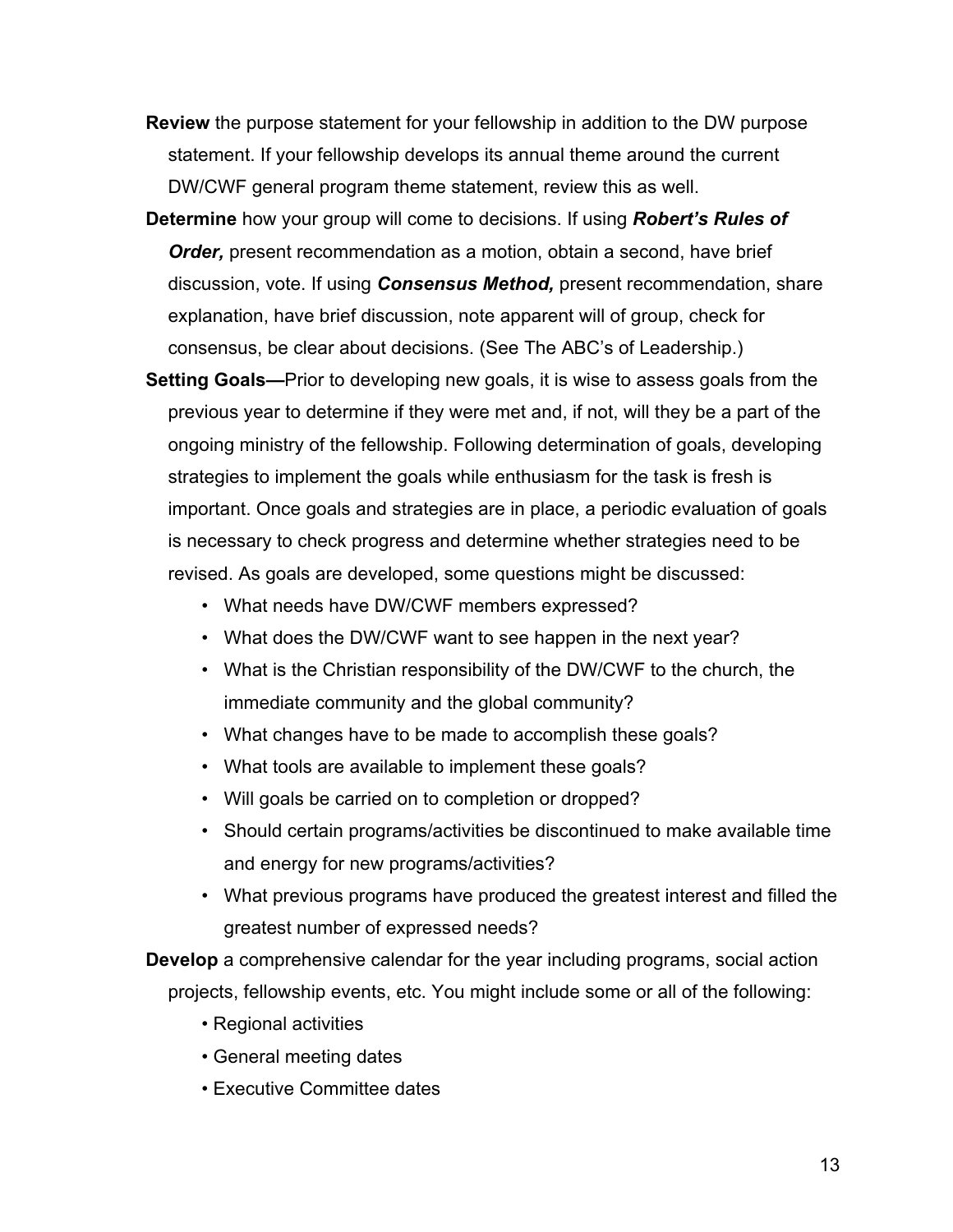**Review** the purpose statement for your fellowship in addition to the DW purpose statement. If your fellowship develops its annual theme around the current DW/CWF general program theme statement, review this as well.

**Determine** how your group will come to decisions. If using ***Robert's Rules of Order,*** present recommendation as a motion, obtain a second, have brief discussion, vote. If using ***Consensus Method,*** present recommendation, share explanation, have brief discussion, note apparent will of group, check for consensus, be clear about decisions. (See The ABC's of Leadership.)

**Setting Goals—**Prior to developing new goals, it is wise to assess goals from the previous year to determine if they were met and, if not, will they be a part of the ongoing ministry of the fellowship. Following determination of goals, developing strategies to implement the goals while enthusiasm for the task is fresh is important. Once goals and strategies are in place, a periodic evaluation of goals is necessary to check progress and determine whether strategies need to be revised. As goals are developed, some questions might be discussed:

- What needs have DW/CWF members expressed?
- What does the DW/CWF want to see happen in the next year?
- What is the Christian responsibility of the DW/CWF to the church, the immediate community and the global community?
- What changes have to be made to accomplish these goals?
- What tools are available to implement these goals?
- Will goals be carried on to completion or dropped?
- Should certain programs/activities be discontinued to make available time and energy for new programs/activities?
- What previous programs have produced the greatest interest and filled the greatest number of expressed needs?

**Develop** a comprehensive calendar for the year including programs, social action projects, fellowship events, etc. You might include some or all of the following:

- Regional activities
- General meeting dates
- Executive Committee dates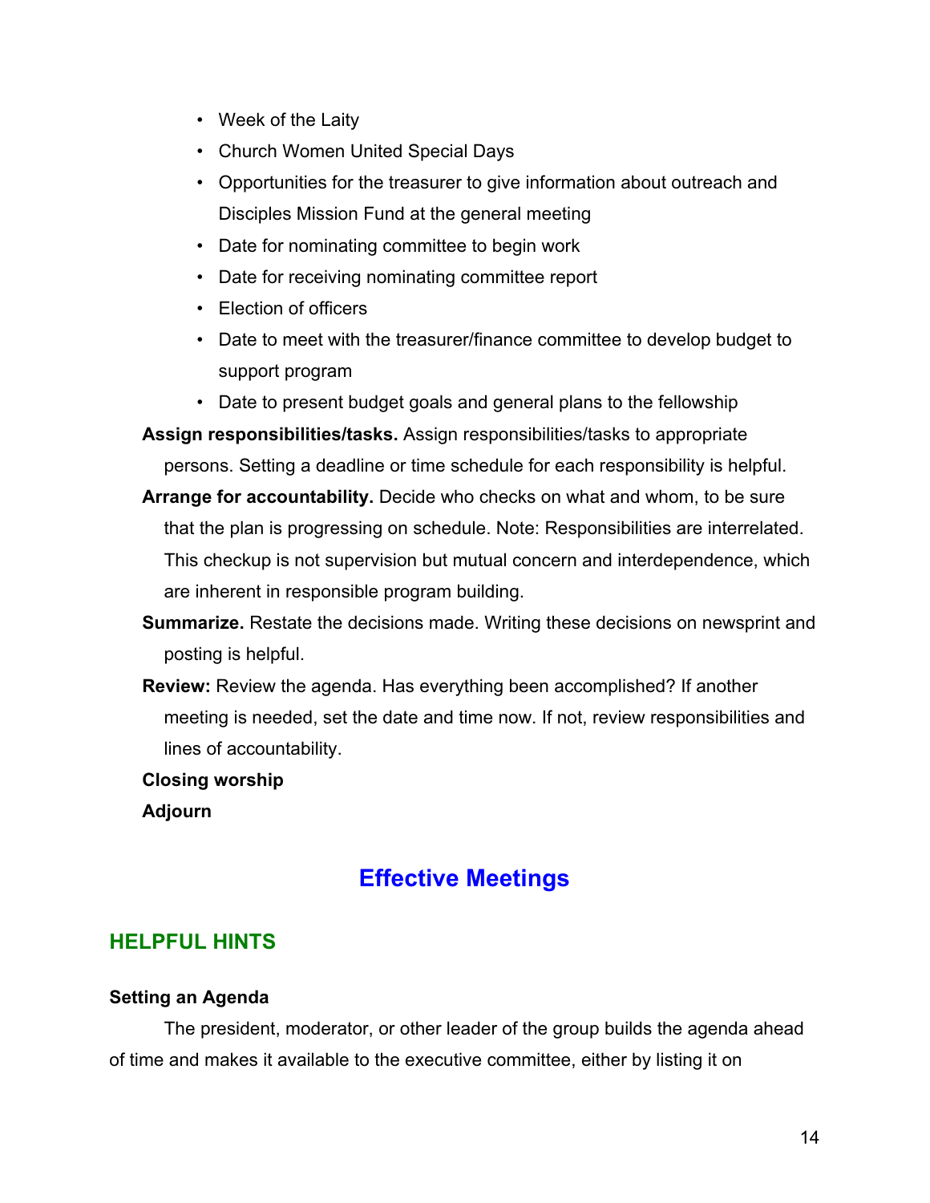- Week of the Laity
- Church Women United Special Days
- Opportunities for the treasurer to give information about outreach and Disciples Mission Fund at the general meeting
- Date for nominating committee to begin work
- Date for receiving nominating committee report
- Election of officers
- Date to meet with the treasurer/finance committee to develop budget to support program
- Date to present budget goals and general plans to the fellowship

**Assign responsibilities/tasks.** Assign responsibilities/tasks to appropriate persons. Setting a deadline or time schedule for each responsibility is helpful.

**Arrange for accountability.** Decide who checks on what and whom, to be sure that the plan is progressing on schedule. Note: Responsibilities are interrelated. This checkup is not supervision but mutual concern and interdependence, which are inherent in responsible program building.

**Summarize.** Restate the decisions made. Writing these decisions on newsprint and posting is helpful.

**Review:** Review the agenda. Has everything been accomplished? If another meeting is needed, set the date and time now. If not, review responsibilities and lines of accountability.

**Closing worship**

**Adjourn**

# Effective Meetings

## HELPFUL HINTS

### Setting an Agenda

The president, moderator, or other leader of the group builds the agenda ahead of time and makes it available to the executive committee, either by listing it on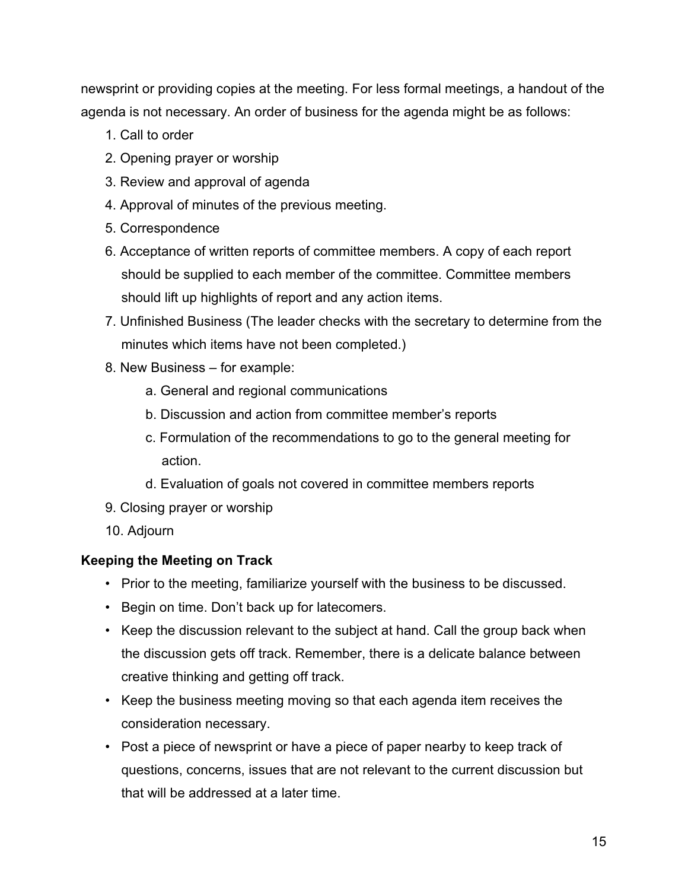newsprint or providing copies at the meeting. For less formal meetings, a handout of the agenda is not necessary. An order of business for the agenda might be as follows:

1. Call to order
2. Opening prayer or worship
3. Review and approval of agenda
4. Approval of minutes of the previous meeting.
5. Correspondence
6. Acceptance of written reports of committee members. A copy of each report should be supplied to each member of the committee. Committee members should lift up highlights of report and any action items.
7. Unfinished Business (The leader checks with the secretary to determine from the minutes which items have not been completed.)
8. New Business – for example:
    a. General and regional communications
    b. Discussion and action from committee member's reports
    c. Formulation of the recommendations to go to the general meeting for action.
    d. Evaluation of goals not covered in committee members reports
9. Closing prayer or worship
10. Adjourn

**Keeping the Meeting on Track**

- Prior to the meeting, familiarize yourself with the business to be discussed.
- Begin on time. Don't back up for latecomers.
- Keep the discussion relevant to the subject at hand. Call the group back when the discussion gets off track. Remember, there is a delicate balance between creative thinking and getting off track.
- Keep the business meeting moving so that each agenda item receives the consideration necessary.
- Post a piece of newsprint or have a piece of paper nearby to keep track of questions, concerns, issues that are not relevant to the current discussion but that will be addressed at a later time.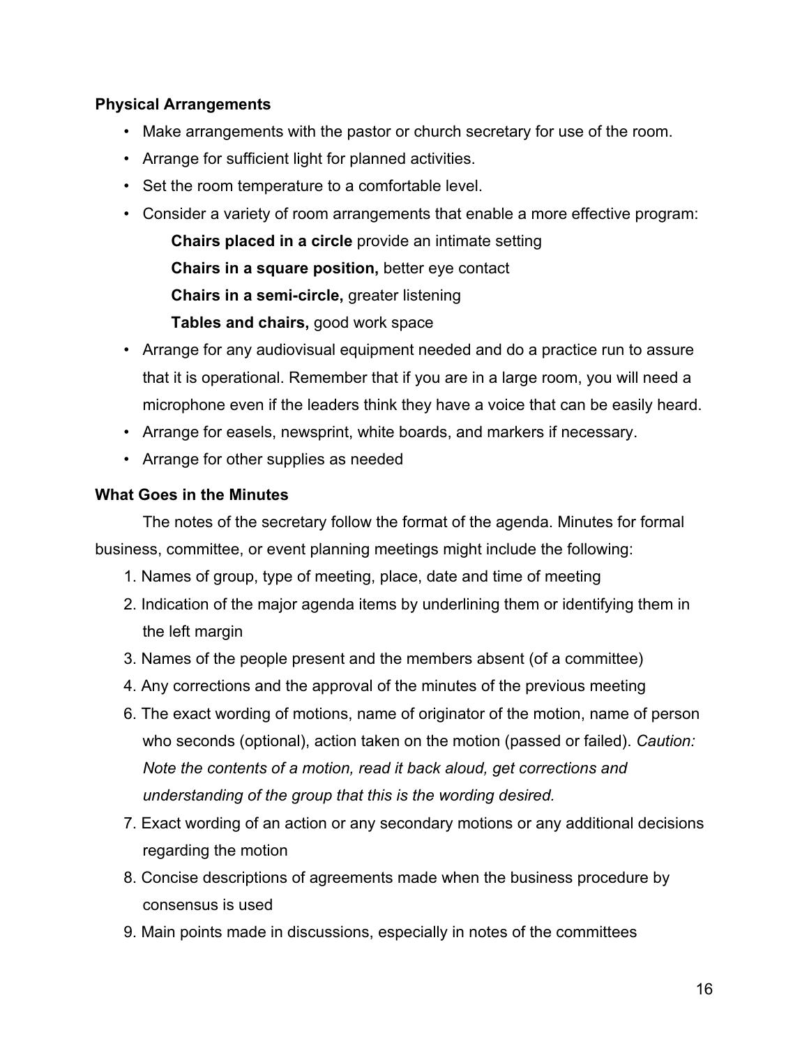### Physical Arrangements

- Make arrangements with the pastor or church secretary for use of the room.
- Arrange for sufficient light for planned activities.
- Set the room temperature to a comfortable level.
- Consider a variety of room arrangements that enable a more effective program:

  **Chairs placed in a circle** provide an intimate setting

  **Chairs in a square position,** better eye contact

  **Chairs in a semi-circle,** greater listening

  **Tables and chairs,** good work space
- Arrange for any audiovisual equipment needed and do a practice run to assure that it is operational. Remember that if you are in a large room, you will need a microphone even if the leaders think they have a voice that can be easily heard.
- Arrange for easels, newsprint, white boards, and markers if necessary.
- Arrange for other supplies as needed

### What Goes in the Minutes

The notes of the secretary follow the format of the agenda. Minutes for formal business, committee, or event planning meetings might include the following:

1. Names of group, type of meeting, place, date and time of meeting
2. Indication of the major agenda items by underlining them or identifying them in the left margin
3. Names of the people present and the members absent (of a committee)
4. Any corrections and the approval of the minutes of the previous meeting

6. The exact wording of motions, name of originator of the motion, name of person who seconds (optional), action taken on the motion (passed or failed). *Caution: Note the contents of a motion, read it back aloud, get corrections and understanding of the group that this is the wording desired.*
7. Exact wording of an action or any secondary motions or any additional decisions regarding the motion
8. Concise descriptions of agreements made when the business procedure by consensus is used
9. Main points made in discussions, especially in notes of the committees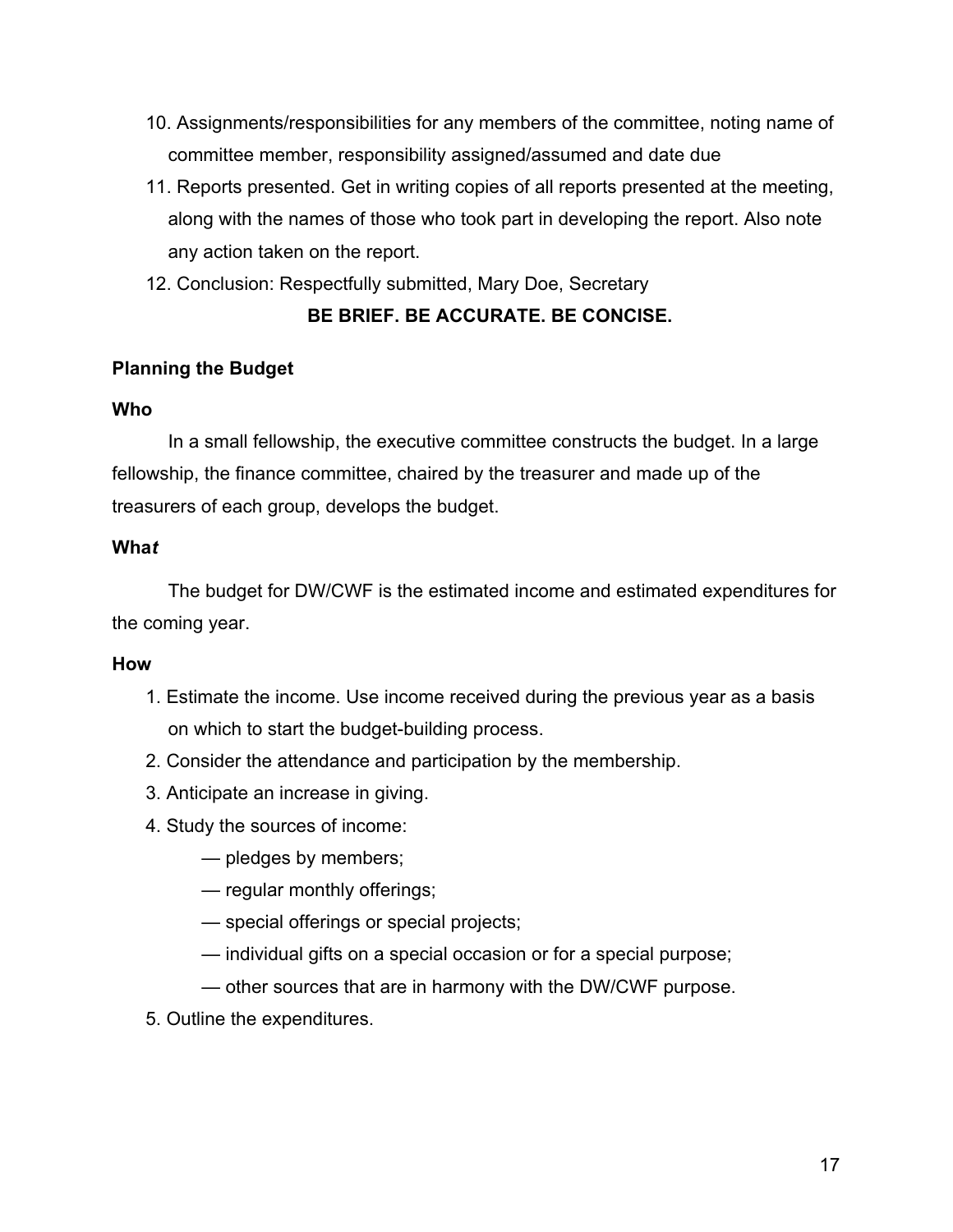10. Assignments/responsibilities for any members of the committee, noting name of committee member, responsibility assigned/assumed and date due
11. Reports presented. Get in writing copies of all reports presented at the meeting, along with the names of those who took part in developing the report. Also note any action taken on the report.
12. Conclusion: Respectfully submitted, Mary Doe, Secretary

**BE BRIEF. BE ACCURATE. BE CONCISE.**

**Planning the Budget**

**Who**

In a small fellowship, the executive committee constructs the budget. In a large fellowship, the finance committee, chaired by the treasurer and made up of the treasurers of each group, develops the budget.

**Wha*t***

The budget for DW/CWF is the estimated income and estimated expenditures for the coming year.

**How**

1. Estimate the income. Use income received during the previous year as a basis on which to start the budget-building process.
2. Consider the attendance and participation by the membership.
3. Anticipate an increase in giving.
4. Study the sources of income:
   — pledges by members;
   — regular monthly offerings;
   — special offerings or special projects;
   — individual gifts on a special occasion or for a special purpose;
   — other sources that are in harmony with the DW/CWF purpose.
5. Outline the expenditures.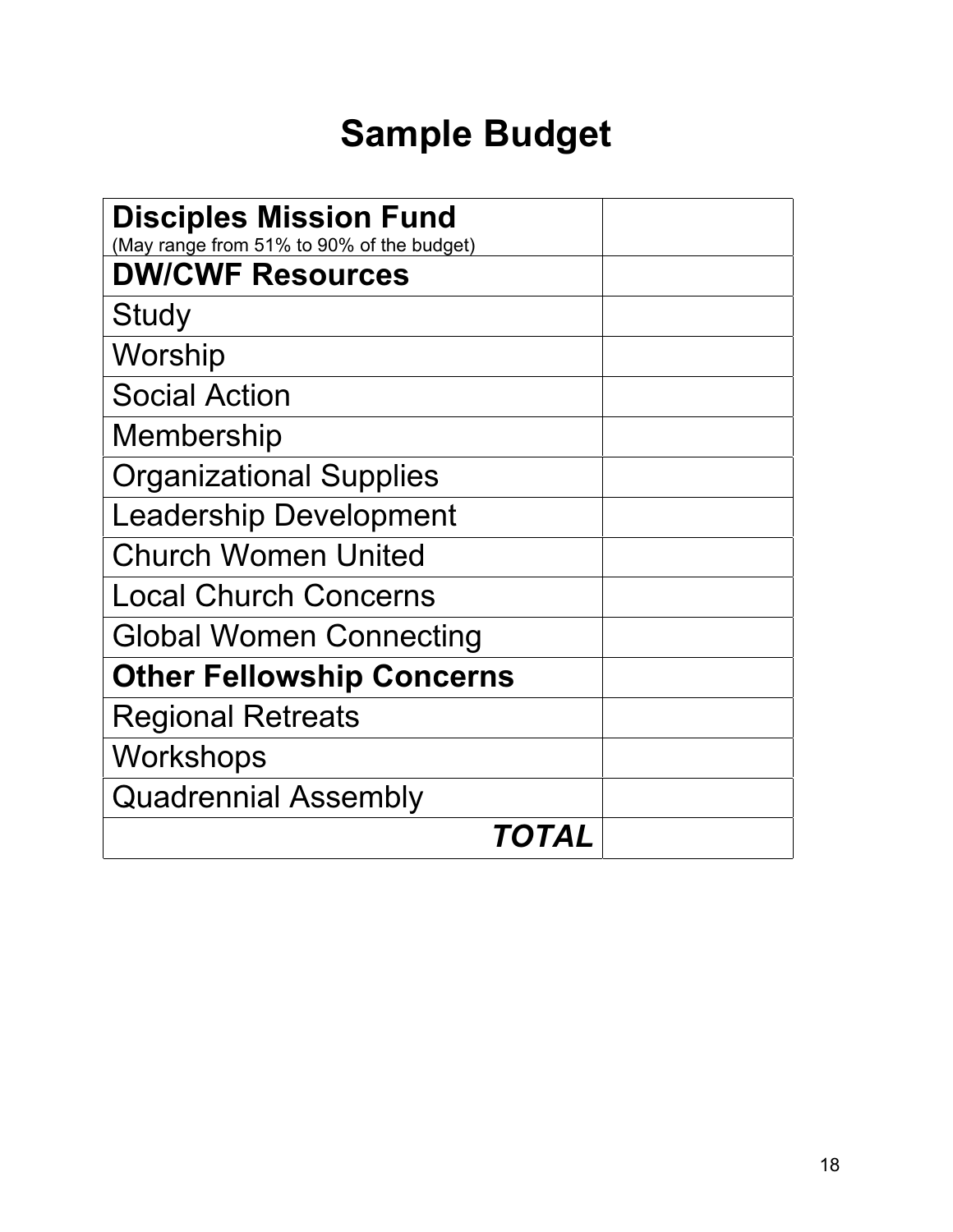# Sample Budget

| **Disciples Mission Fund** (May range from 51% to 90% of the budget) | |
|---|---|
| **DW/CWF Resources** | |
| Study | |
| Worship | |
| Social Action | |
| Membership | |
| Organizational Supplies | |
| Leadership Development | |
| Church Women United | |
| Local Church Concerns | |
| Global Women Connecting | |
| **Other Fellowship Concerns** | |
| Regional Retreats | |
| Workshops | |
| Quadrennial Assembly | |
| ***TOTAL*** | |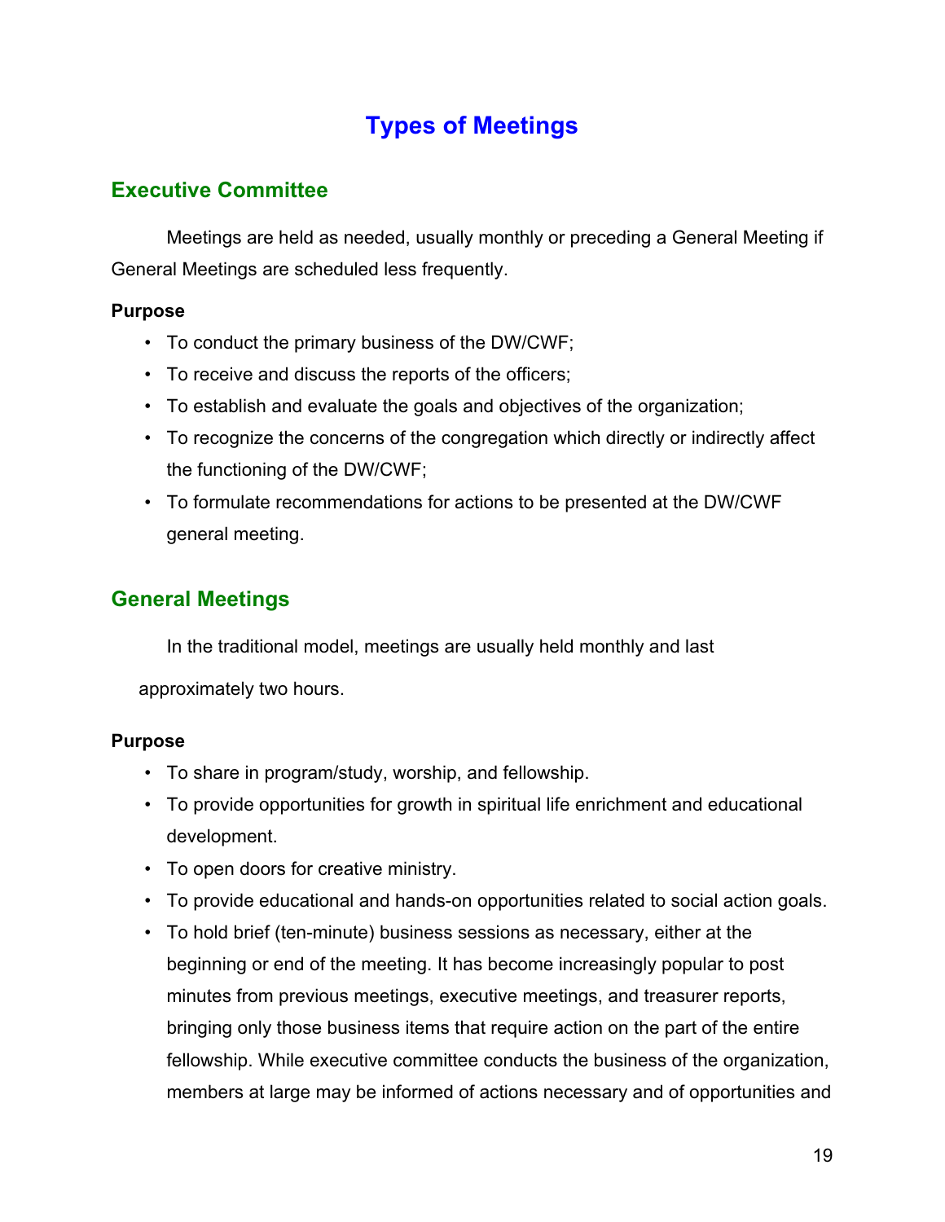# Types of Meetings

## Executive Committee

Meetings are held as needed, usually monthly or preceding a General Meeting if General Meetings are scheduled less frequently.

**Purpose**

- To conduct the primary business of the DW/CWF;
- To receive and discuss the reports of the officers;
- To establish and evaluate the goals and objectives of the organization;
- To recognize the concerns of the congregation which directly or indirectly affect the functioning of the DW/CWF;
- To formulate recommendations for actions to be presented at the DW/CWF general meeting.

## General Meetings

In the traditional model, meetings are usually held monthly and last approximately two hours.

**Purpose**

- To share in program/study, worship, and fellowship.
- To provide opportunities for growth in spiritual life enrichment and educational development.
- To open doors for creative ministry.
- To provide educational and hands-on opportunities related to social action goals.
- To hold brief (ten-minute) business sessions as necessary, either at the beginning or end of the meeting. It has become increasingly popular to post minutes from previous meetings, executive meetings, and treasurer reports, bringing only those business items that require action on the part of the entire fellowship. While executive committee conducts the business of the organization, members at large may be informed of actions necessary and of opportunities and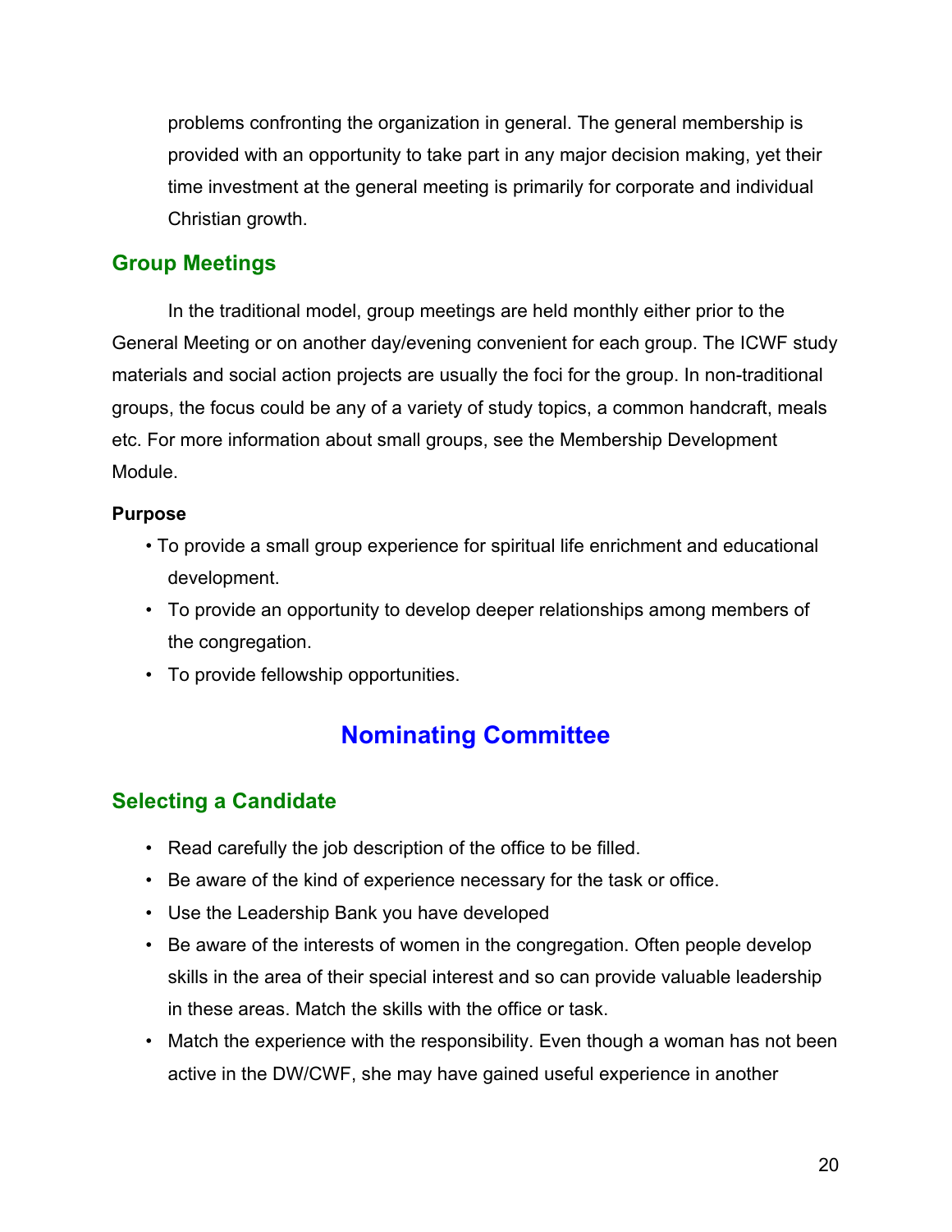problems confronting the organization in general. The general membership is provided with an opportunity to take part in any major decision making, yet their time investment at the general meeting is primarily for corporate and individual Christian growth.

### Group Meetings

In the traditional model, group meetings are held monthly either prior to the General Meeting or on another day/evening convenient for each group. The ICWF study materials and social action projects are usually the foci for the group. In non-traditional groups, the focus could be any of a variety of study topics, a common handcraft, meals etc. For more information about small groups, see the Membership Development Module.

**Purpose**

- To provide a small group experience for spiritual life enrichment and educational development.
- To provide an opportunity to develop deeper relationships among members of the congregation.
- To provide fellowship opportunities.

## Nominating Committee

### Selecting a Candidate

- Read carefully the job description of the office to be filled.
- Be aware of the kind of experience necessary for the task or office.
- Use the Leadership Bank you have developed
- Be aware of the interests of women in the congregation. Often people develop skills in the area of their special interest and so can provide valuable leadership in these areas. Match the skills with the office or task.
- Match the experience with the responsibility. Even though a woman has not been active in the DW/CWF, she may have gained useful experience in another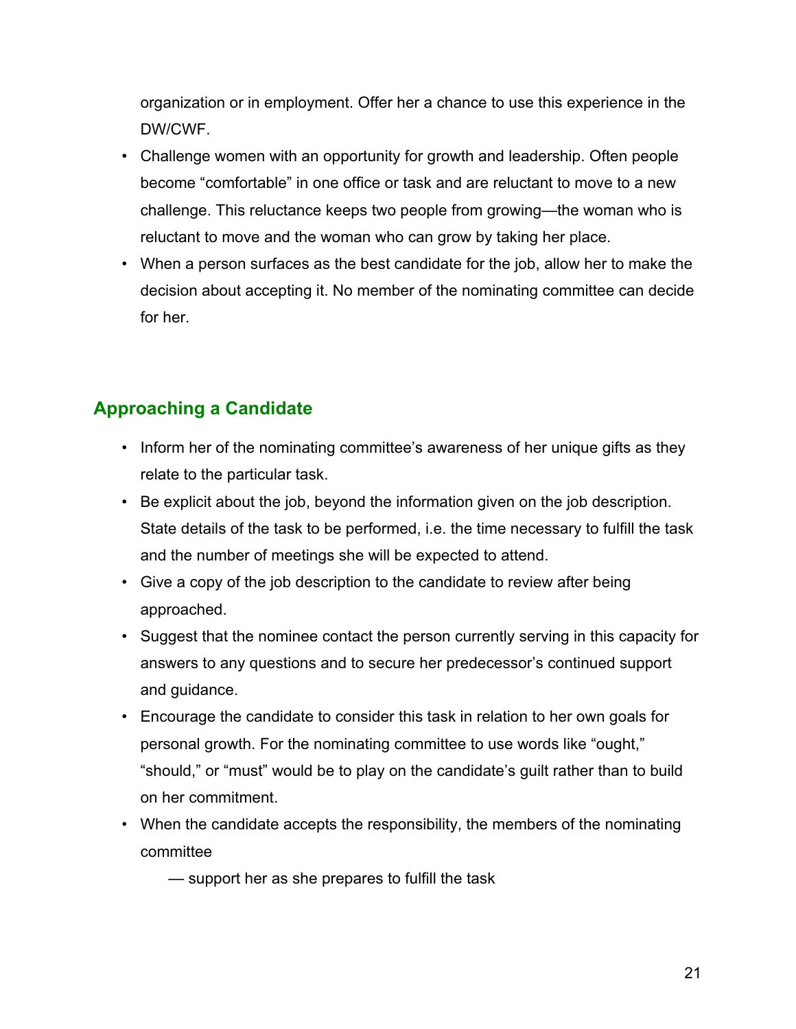organization or in employment. Offer her a chance to use this experience in the DW/CWF.

- Challenge women with an opportunity for growth and leadership. Often people become "comfortable" in one office or task and are reluctant to move to a new challenge. This reluctance keeps two people from growing—the woman who is reluctant to move and the woman who can grow by taking her place.
- When a person surfaces as the best candidate for the job, allow her to make the decision about accepting it. No member of the nominating committee can decide for her.

## Approaching a Candidate

- Inform her of the nominating committee's awareness of her unique gifts as they relate to the particular task.
- Be explicit about the job, beyond the information given on the job description. State details of the task to be performed, i.e. the time necessary to fulfill the task and the number of meetings she will be expected to attend.
- Give a copy of the job description to the candidate to review after being approached.
- Suggest that the nominee contact the person currently serving in this capacity for answers to any questions and to secure her predecessor's continued support and guidance.
- Encourage the candidate to consider this task in relation to her own goals for personal growth. For the nominating committee to use words like "ought," "should," or "must" would be to play on the candidate's guilt rather than to build on her commitment.
- When the candidate accepts the responsibility, the members of the nominating committee

    — support her as she prepares to fulfill the task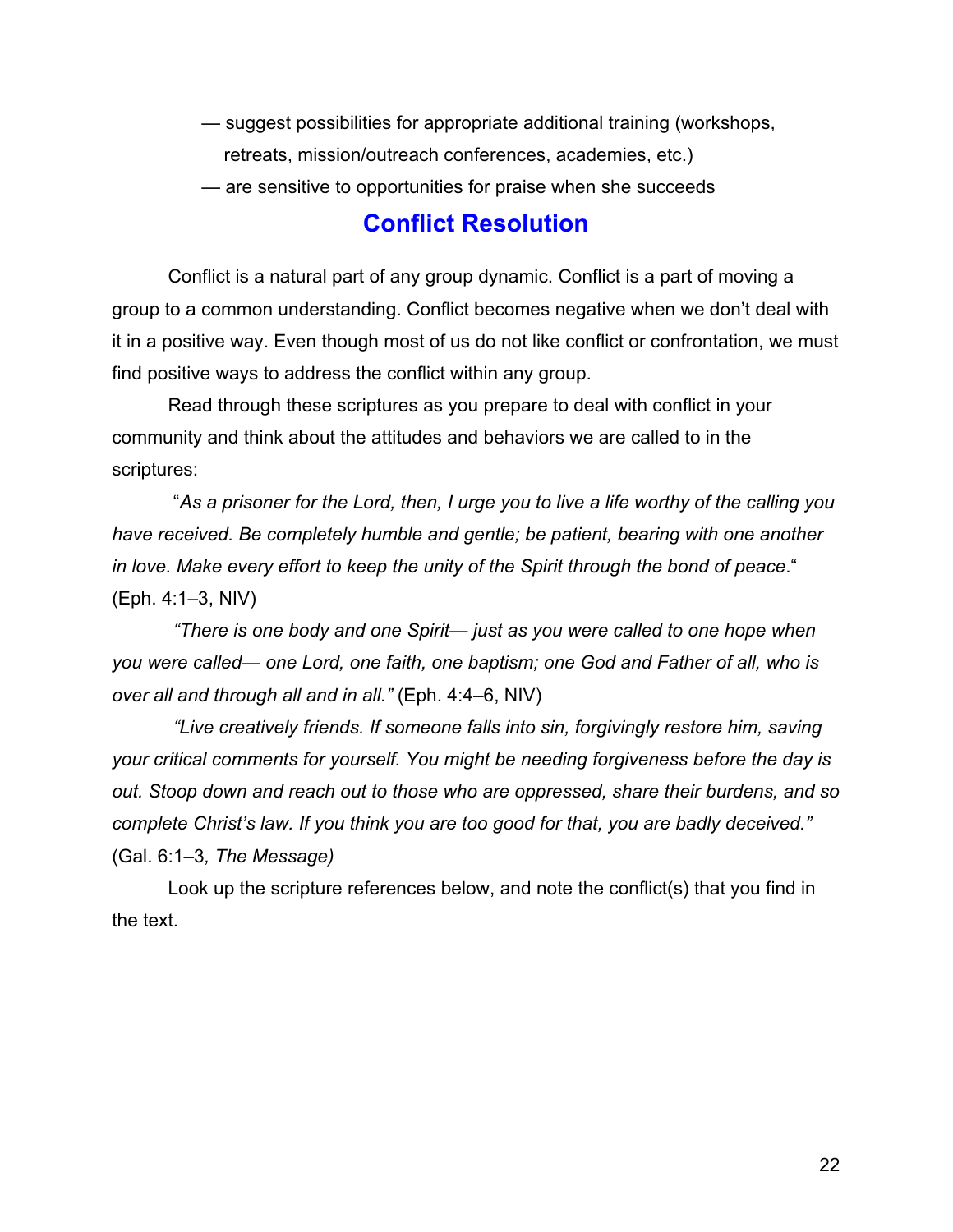— suggest possibilities for appropriate additional training (workshops, retreats, mission/outreach conferences, academies, etc.)

— are sensitive to opportunities for praise when she succeeds

## Conflict Resolution

Conflict is a natural part of any group dynamic. Conflict is a part of moving a group to a common understanding. Conflict becomes negative when we don't deal with it in a positive way. Even though most of us do not like conflict or confrontation, we must find positive ways to address the conflict within any group.

Read through these scriptures as you prepare to deal with conflict in your community and think about the attitudes and behaviors we are called to in the scriptures:

"*As a prisoner for the Lord, then, I urge you to live a life worthy of the calling you have received. Be completely humble and gentle; be patient, bearing with one another in love. Make every effort to keep the unity of the Spirit through the bond of peace*." (Eph. 4:1–3, NIV)

*"There is one body and one Spirit— just as you were called to one hope when you were called— one Lord, one faith, one baptism; one God and Father of all, who is over all and through all and in all."* (Eph. 4:4–6, NIV)

*"Live creatively friends. If someone falls into sin, forgivingly restore him, saving your critical comments for yourself. You might be needing forgiveness before the day is out. Stoop down and reach out to those who are oppressed, share their burdens, and so complete Christ's law. If you think you are too good for that, you are badly deceived."* (Gal. 6:1–3*, The Message)*

Look up the scripture references below, and note the conflict(s) that you find in the text.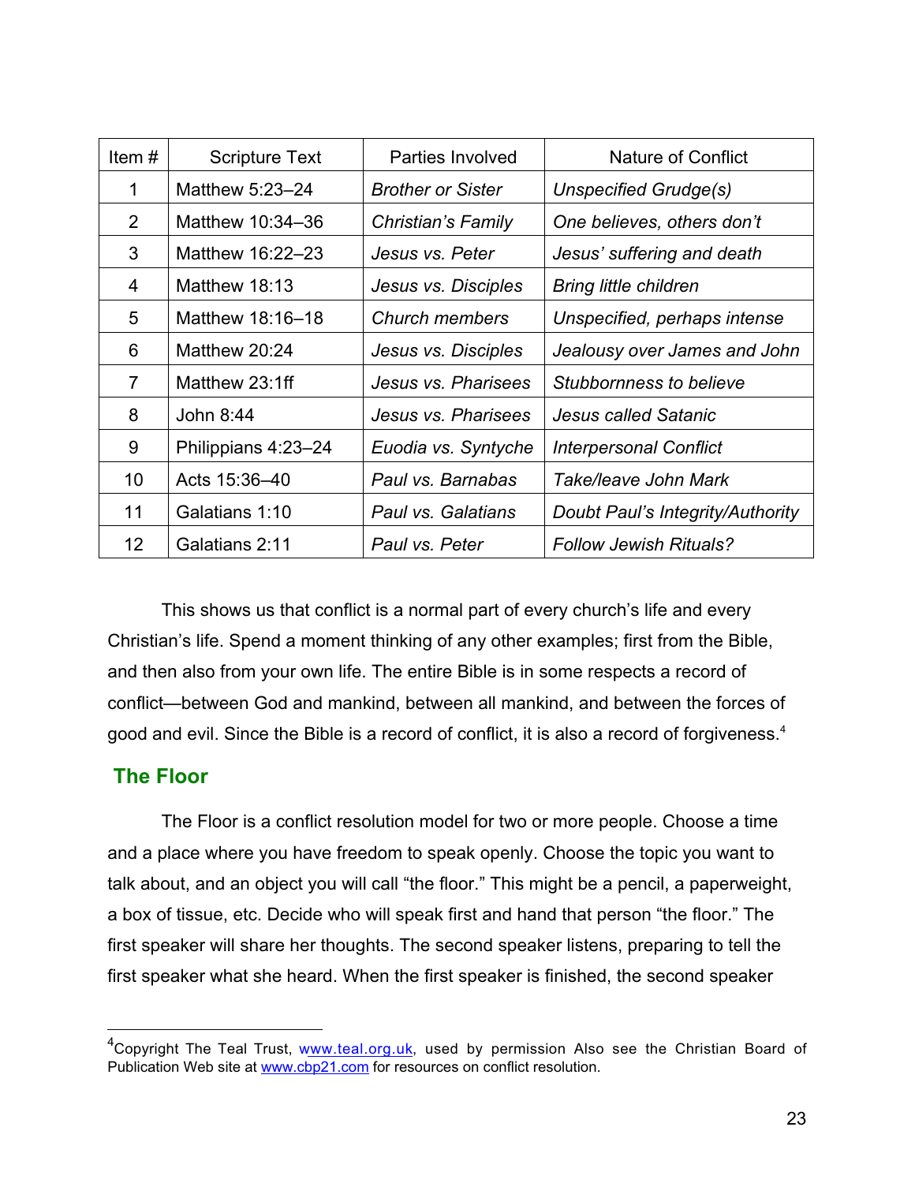| Item # | Scripture Text | Parties Involved | Nature of Conflict |
|---|---|---|---|
| 1 | Matthew 5:23–24 | *Brother or Sister* | *Unspecified Grudge(s)* |
| 2 | Matthew 10:34–36 | *Christian's Family* | *One believes, others don't* |
| 3 | Matthew 16:22–23 | *Jesus vs. Peter* | *Jesus' suffering and death* |
| 4 | Matthew 18:13 | *Jesus vs. Disciples* | *Bring little children* |
| 5 | Matthew 18:16–18 | *Church members* | *Unspecified, perhaps intense* |
| 6 | Matthew 20:24 | *Jesus vs. Disciples* | *Jealousy over James and John* |
| 7 | Matthew 23:1ff | *Jesus vs. Pharisees* | *Stubbornness to believe* |
| 8 | John 8:44 | *Jesus vs. Pharisees* | *Jesus called Satanic* |
| 9 | Philippians 4:23–24 | *Euodia vs. Syntyche* | *Interpersonal Conflict* |
| 10 | Acts 15:36–40 | *Paul vs. Barnabas* | *Take/leave John Mark* |
| 11 | Galatians 1:10 | *Paul vs. Galatians* | *Doubt Paul's Integrity/Authority* |
| 12 | Galatians 2:11 | *Paul vs. Peter* | *Follow Jewish Rituals?* |

This shows us that conflict is a normal part of every church's life and every Christian's life. Spend a moment thinking of any other examples; first from the Bible, and then also from your own life. The entire Bible is in some respects a record of conflict—between God and mankind, between all mankind, and between the forces of good and evil. Since the Bible is a record of conflict, it is also a record of forgiveness.[4]

## The Floor

The Floor is a conflict resolution model for two or more people. Choose a time and a place where you have freedom to speak openly. Choose the topic you want to talk about, and an object you will call "the floor." This might be a pencil, a paperweight, a box of tissue, etc. Decide who will speak first and hand that person "the floor." The first speaker will share her thoughts. The second speaker listens, preparing to tell the first speaker what she heard. When the first speaker is finished, the second speaker

---

[4]Copyright The Teal Trust, www.teal.org.uk, used by permission Also see the Christian Board of Publication Web site at www.cbp21.com for resources on conflict resolution.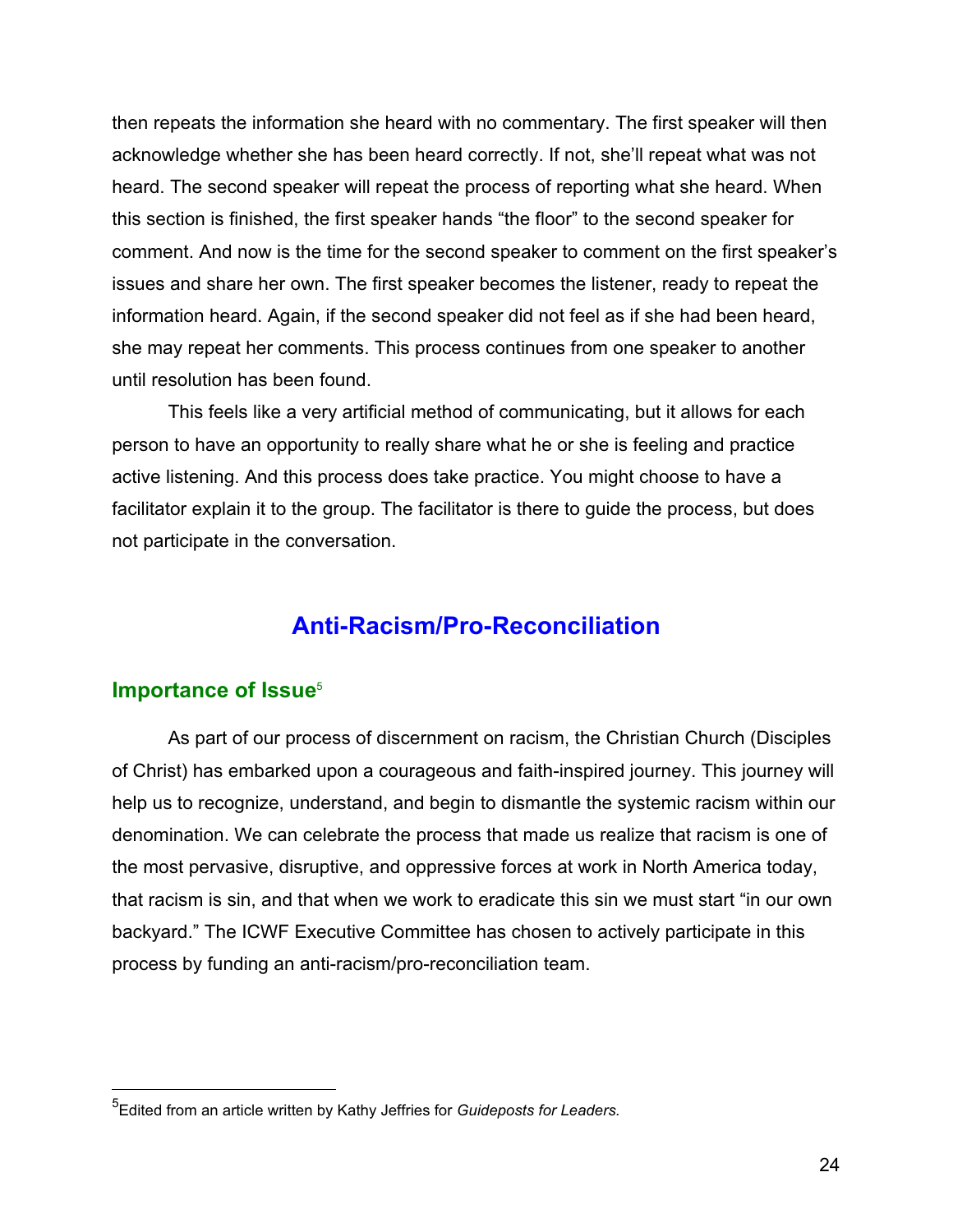then repeats the information she heard with no commentary. The first speaker will then acknowledge whether she has been heard correctly. If not, she'll repeat what was not heard. The second speaker will repeat the process of reporting what she heard. When this section is finished, the first speaker hands "the floor" to the second speaker for comment. And now is the time for the second speaker to comment on the first speaker's issues and share her own. The first speaker becomes the listener, ready to repeat the information heard. Again, if the second speaker did not feel as if she had been heard, she may repeat her comments. This process continues from one speaker to another until resolution has been found.

This feels like a very artificial method of communicating, but it allows for each person to have an opportunity to really share what he or she is feeling and practice active listening. And this process does take practice. You might choose to have a facilitator explain it to the group. The facilitator is there to guide the process, but does not participate in the conversation.

## Anti-Racism/Pro-Reconciliation

### Importance of Issue[5]

As part of our process of discernment on racism, the Christian Church (Disciples of Christ) has embarked upon a courageous and faith-inspired journey. This journey will help us to recognize, understand, and begin to dismantle the systemic racism within our denomination. We can celebrate the process that made us realize that racism is one of the most pervasive, disruptive, and oppressive forces at work in North America today, that racism is sin, and that when we work to eradicate this sin we must start "in our own backyard." The ICWF Executive Committee has chosen to actively participate in this process by funding an anti-racism/pro-reconciliation team.

---

[5] Edited from an article written by Kathy Jeffries for *Guideposts for Leaders.*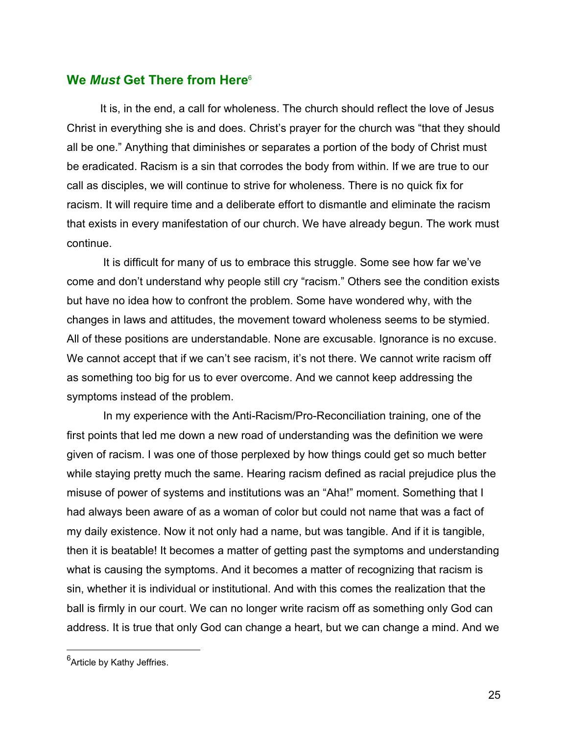## We *Must* Get There from Here[6]

It is, in the end, a call for wholeness. The church should reflect the love of Jesus Christ in everything she is and does. Christ's prayer for the church was "that they should all be one." Anything that diminishes or separates a portion of the body of Christ must be eradicated. Racism is a sin that corrodes the body from within. If we are true to our call as disciples, we will continue to strive for wholeness. There is no quick fix for racism. It will require time and a deliberate effort to dismantle and eliminate the racism that exists in every manifestation of our church. We have already begun. The work must continue.

It is difficult for many of us to embrace this struggle. Some see how far we've come and don't understand why people still cry "racism." Others see the condition exists but have no idea how to confront the problem. Some have wondered why, with the changes in laws and attitudes, the movement toward wholeness seems to be stymied. All of these positions are understandable. None are excusable. Ignorance is no excuse. We cannot accept that if we can't see racism, it's not there. We cannot write racism off as something too big for us to ever overcome. And we cannot keep addressing the symptoms instead of the problem.

In my experience with the Anti-Racism/Pro-Reconciliation training, one of the first points that led me down a new road of understanding was the definition we were given of racism. I was one of those perplexed by how things could get so much better while staying pretty much the same. Hearing racism defined as racial prejudice plus the misuse of power of systems and institutions was an "Aha!" moment. Something that I had always been aware of as a woman of color but could not name that was a fact of my daily existence. Now it not only had a name, but was tangible. And if it is tangible, then it is beatable! It becomes a matter of getting past the symptoms and understanding what is causing the symptoms. And it becomes a matter of recognizing that racism is sin, whether it is individual or institutional. And with this comes the realization that the ball is firmly in our court. We can no longer write racism off as something only God can address. It is true that only God can change a heart, but we can change a mind. And we

[6] Article by Kathy Jeffries.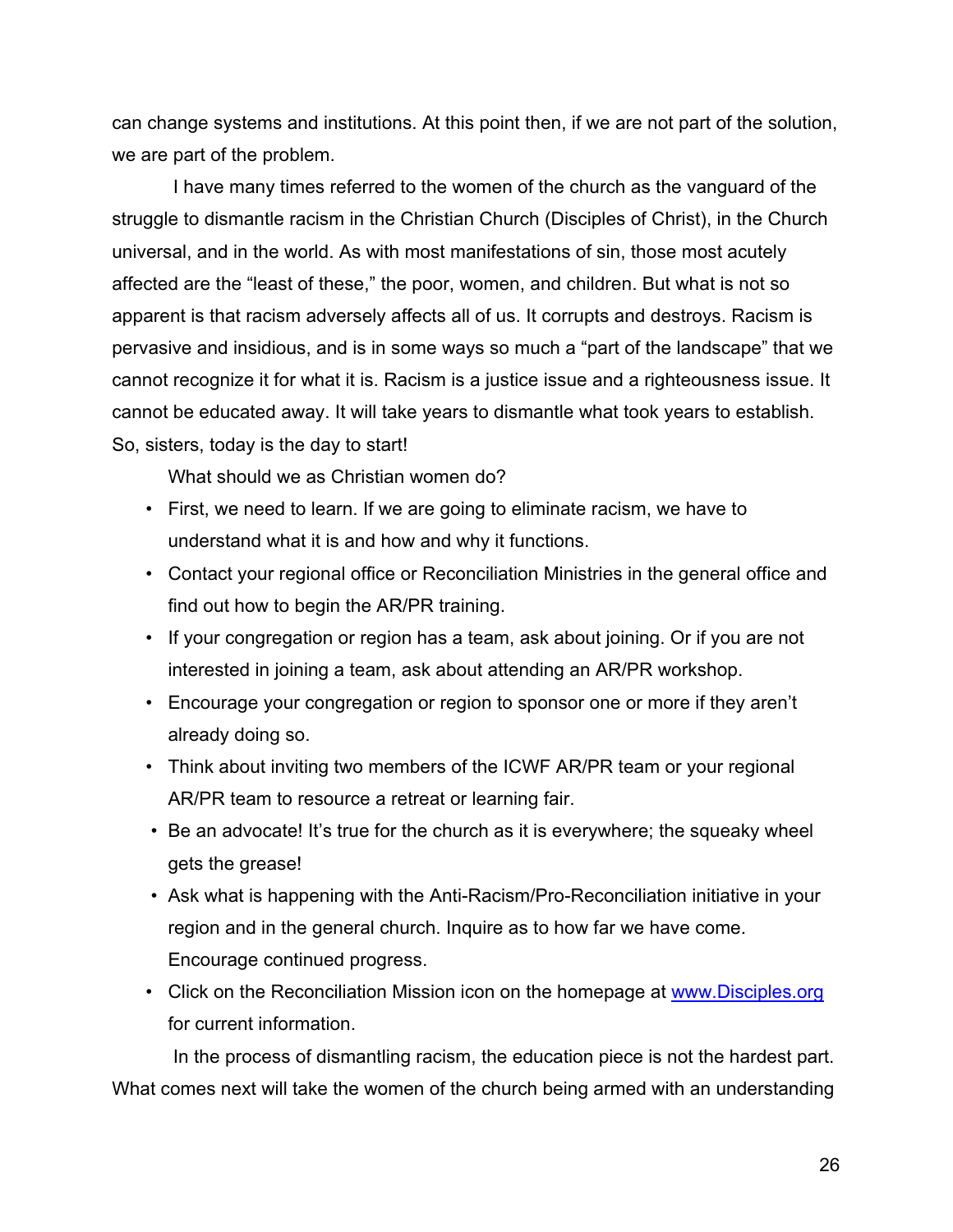can change systems and institutions. At this point then, if we are not part of the solution, we are part of the problem.

I have many times referred to the women of the church as the vanguard of the struggle to dismantle racism in the Christian Church (Disciples of Christ), in the Church universal, and in the world. As with most manifestations of sin, those most acutely affected are the "least of these," the poor, women, and children. But what is not so apparent is that racism adversely affects all of us. It corrupts and destroys. Racism is pervasive and insidious, and is in some ways so much a "part of the landscape" that we cannot recognize it for what it is. Racism is a justice issue and a righteousness issue. It cannot be educated away. It will take years to dismantle what took years to establish. So, sisters, today is the day to start!

What should we as Christian women do?

- First, we need to learn. If we are going to eliminate racism, we have to understand what it is and how and why it functions.
- Contact your regional office or Reconciliation Ministries in the general office and find out how to begin the AR/PR training.
- If your congregation or region has a team, ask about joining. Or if you are not interested in joining a team, ask about attending an AR/PR workshop.
- Encourage your congregation or region to sponsor one or more if they aren't already doing so.
- Think about inviting two members of the ICWF AR/PR team or your regional AR/PR team to resource a retreat or learning fair.
- Be an advocate! It's true for the church as it is everywhere; the squeaky wheel gets the grease!
- Ask what is happening with the Anti-Racism/Pro-Reconciliation initiative in your region and in the general church. Inquire as to how far we have come. Encourage continued progress.
- Click on the Reconciliation Mission icon on the homepage at [www.Disciples.org](http://www.Disciples.org) for current information.

In the process of dismantling racism, the education piece is not the hardest part. What comes next will take the women of the church being armed with an understanding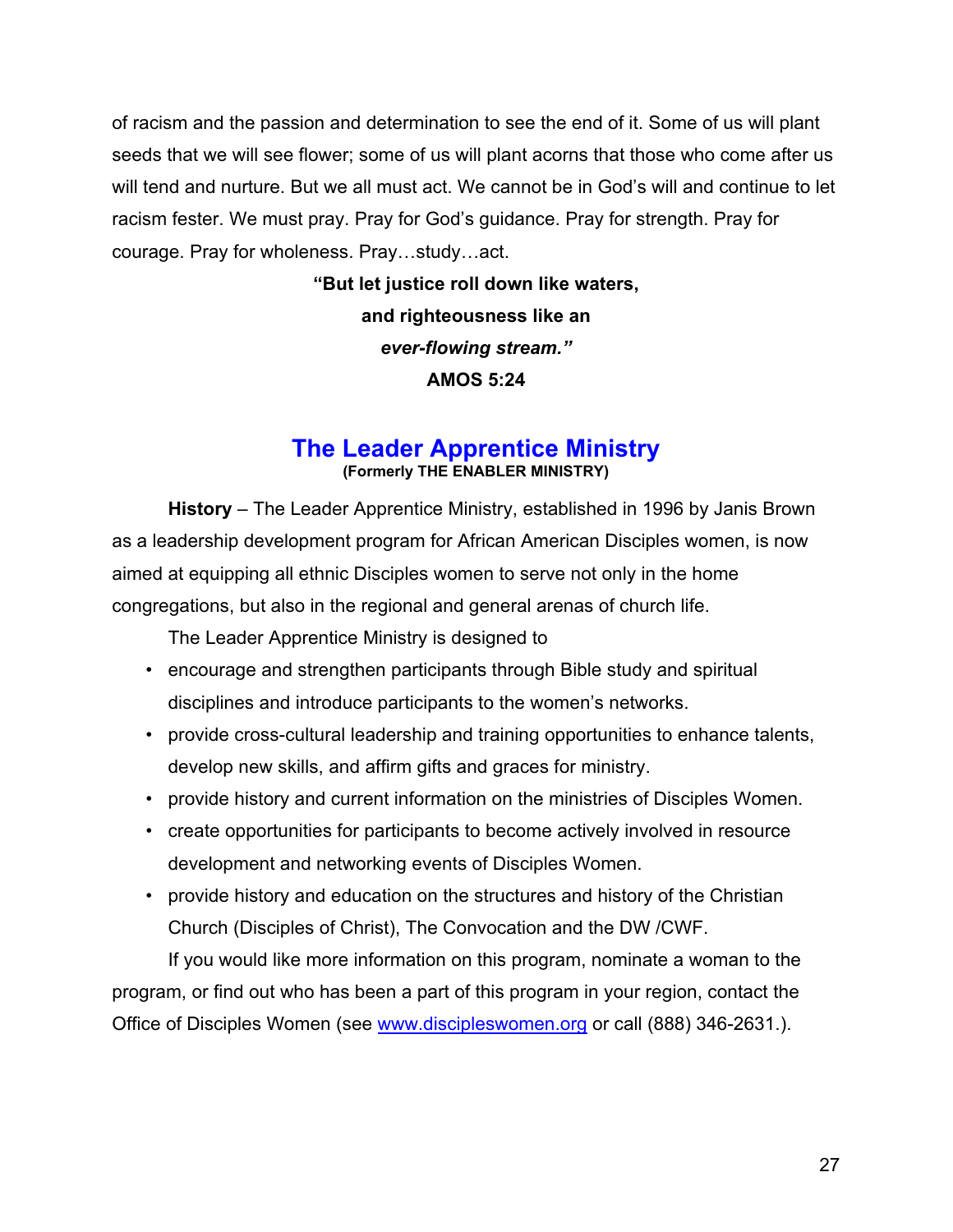of racism and the passion and determination to see the end of it. Some of us will plant seeds that we will see flower; some of us will plant acorns that those who come after us will tend and nurture. But we all must act. We cannot be in God's will and continue to let racism fester. We must pray. Pray for God's guidance. Pray for strength. Pray for courage. Pray for wholeness. Pray…study…act.

**"But let justice roll down like waters,**
**and righteousness like an**
***ever-flowing stream."***
**AMOS 5:24**

## The Leader Apprentice Ministry

**(Formerly THE ENABLER MINISTRY)**

**History** – The Leader Apprentice Ministry, established in 1996 by Janis Brown as a leadership development program for African American Disciples women, is now aimed at equipping all ethnic Disciples women to serve not only in the home congregations, but also in the regional and general arenas of church life.

The Leader Apprentice Ministry is designed to

- encourage and strengthen participants through Bible study and spiritual disciplines and introduce participants to the women's networks.
- provide cross-cultural leadership and training opportunities to enhance talents, develop new skills, and affirm gifts and graces for ministry.
- provide history and current information on the ministries of Disciples Women.
- create opportunities for participants to become actively involved in resource development and networking events of Disciples Women.
- provide history and education on the structures and history of the Christian Church (Disciples of Christ), The Convocation and the DW /CWF.

If you would like more information on this program, nominate a woman to the program, or find out who has been a part of this program in your region, contact the Office of Disciples Women (see www.discipleswomen.org or call (888) 346-2631.).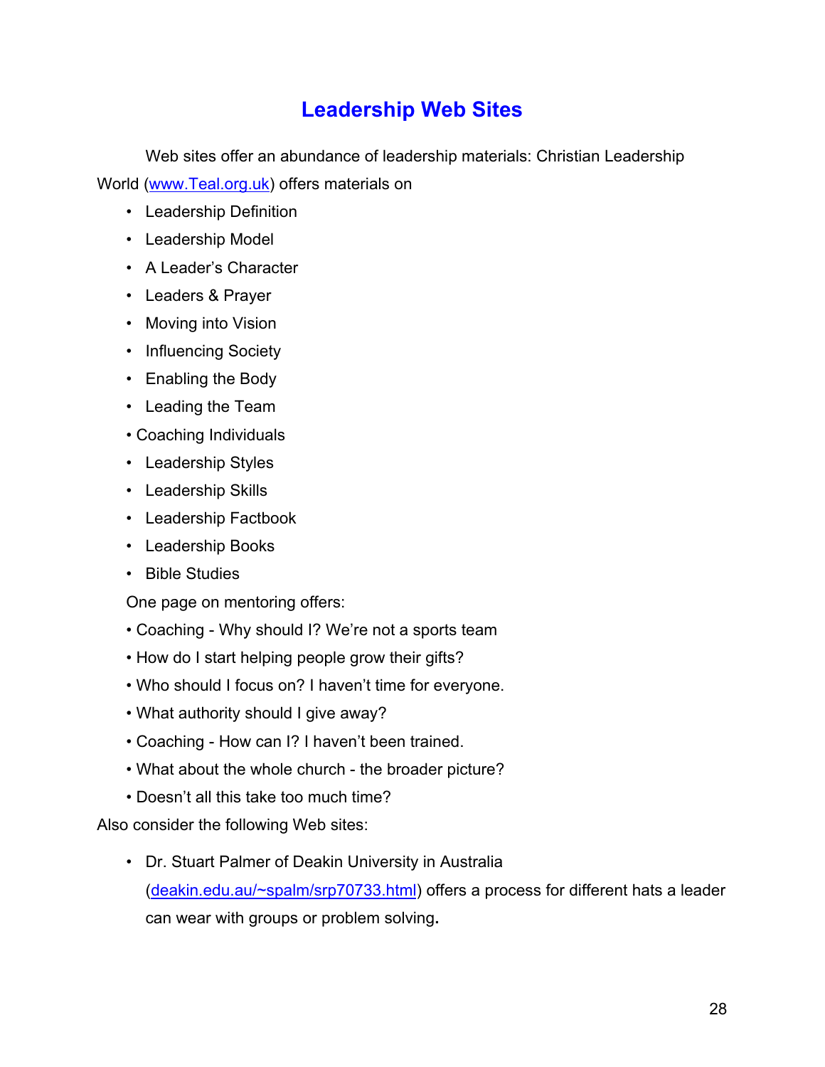# Leadership Web Sites

Web sites offer an abundance of leadership materials: Christian Leadership World (www.Teal.org.uk) offers materials on

- Leadership Definition
- Leadership Model
- A Leader's Character
- Leaders & Prayer
- Moving into Vision
- Influencing Society
- Enabling the Body
- Leading the Team
- Coaching Individuals
- Leadership Styles
- Leadership Skills
- Leadership Factbook
- Leadership Books
- Bible Studies

One page on mentoring offers:

- Coaching - Why should I? We're not a sports team
- How do I start helping people grow their gifts?
- Who should I focus on? I haven't time for everyone.
- What authority should I give away?
- Coaching - How can I? I haven't been trained.
- What about the whole church - the broader picture?
- Doesn't all this take too much time?

Also consider the following Web sites:

- Dr. Stuart Palmer of Deakin University in Australia (deakin.edu.au/~spalm/srp70733.html) offers a process for different hats a leader can wear with groups or problem solving.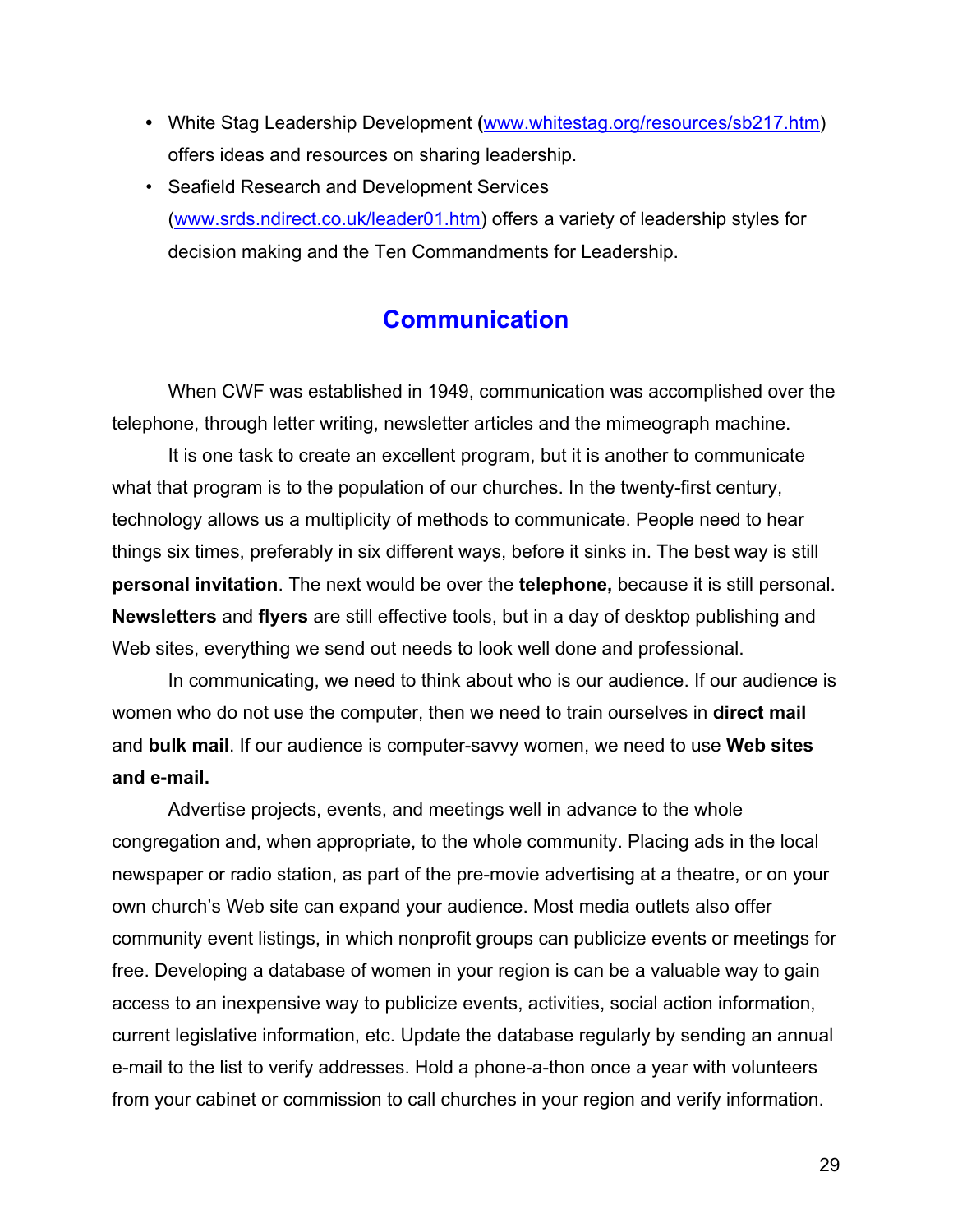- White Stag Leadership Development **(**[www.whitestag.org/resources/sb217.htm](www.whitestag.org/resources/sb217.htm)) offers ideas and resources on sharing leadership.
- Seafield Research and Development Services ([www.srds.ndirect.co.uk/leader01.htm](www.srds.ndirect.co.uk/leader01.htm)) offers a variety of leadership styles for decision making and the Ten Commandments for Leadership.

## Communication

When CWF was established in 1949, communication was accomplished over the telephone, through letter writing, newsletter articles and the mimeograph machine.

It is one task to create an excellent program, but it is another to communicate what that program is to the population of our churches. In the twenty-first century, technology allows us a multiplicity of methods to communicate. People need to hear things six times, preferably in six different ways, before it sinks in. The best way is still **personal invitation**. The next would be over the **telephone,** because it is still personal. **Newsletters** and **flyers** are still effective tools, but in a day of desktop publishing and Web sites, everything we send out needs to look well done and professional.

In communicating, we need to think about who is our audience. If our audience is women who do not use the computer, then we need to train ourselves in **direct mail** and **bulk mail**. If our audience is computer-savvy women, we need to use **Web sites and e-mail.**

Advertise projects, events, and meetings well in advance to the whole congregation and, when appropriate, to the whole community. Placing ads in the local newspaper or radio station, as part of the pre-movie advertising at a theatre, or on your own church's Web site can expand your audience. Most media outlets also offer community event listings, in which nonprofit groups can publicize events or meetings for free. Developing a database of women in your region is can be a valuable way to gain access to an inexpensive way to publicize events, activities, social action information, current legislative information, etc. Update the database regularly by sending an annual e-mail to the list to verify addresses. Hold a phone-a-thon once a year with volunteers from your cabinet or commission to call churches in your region and verify information.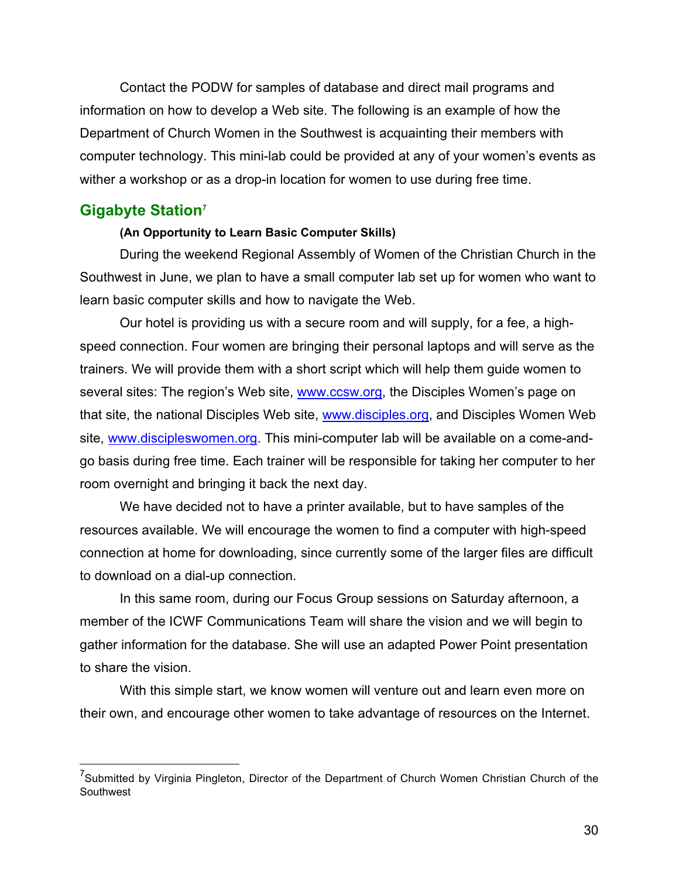Contact the PODW for samples of database and direct mail programs and information on how to develop a Web site. The following is an example of how the Department of Church Women in the Southwest is acquainting their members with computer technology. This mini-lab could be provided at any of your women's events as wither a workshop or as a drop-in location for women to use during free time.

## Gigabyte Station[7]

**(An Opportunity to Learn Basic Computer Skills)**

During the weekend Regional Assembly of Women of the Christian Church in the Southwest in June, we plan to have a small computer lab set up for women who want to learn basic computer skills and how to navigate the Web.

Our hotel is providing us with a secure room and will supply, for a fee, a high-speed connection. Four women are bringing their personal laptops and will serve as the trainers. We will provide them with a short script which will help them guide women to several sites: The region's Web site, [www.ccsw.org](http://www.ccsw.org), the Disciples Women's page on that site, the national Disciples Web site, [www.disciples.org](http://www.disciples.org), and Disciples Women Web site, [www.discipleswomen.org](http://www.discipleswomen.org). This mini-computer lab will be available on a come-and-go basis during free time. Each trainer will be responsible for taking her computer to her room overnight and bringing it back the next day.

We have decided not to have a printer available, but to have samples of the resources available. We will encourage the women to find a computer with high-speed connection at home for downloading, since currently some of the larger files are difficult to download on a dial-up connection.

In this same room, during our Focus Group sessions on Saturday afternoon, a member of the ICWF Communications Team will share the vision and we will begin to gather information for the database. She will use an adapted Power Point presentation to share the vision.

With this simple start, we know women will venture out and learn even more on their own, and encourage other women to take advantage of resources on the Internet.

---

[7] Submitted by Virginia Pingleton, Director of the Department of Church Women Christian Church of the Southwest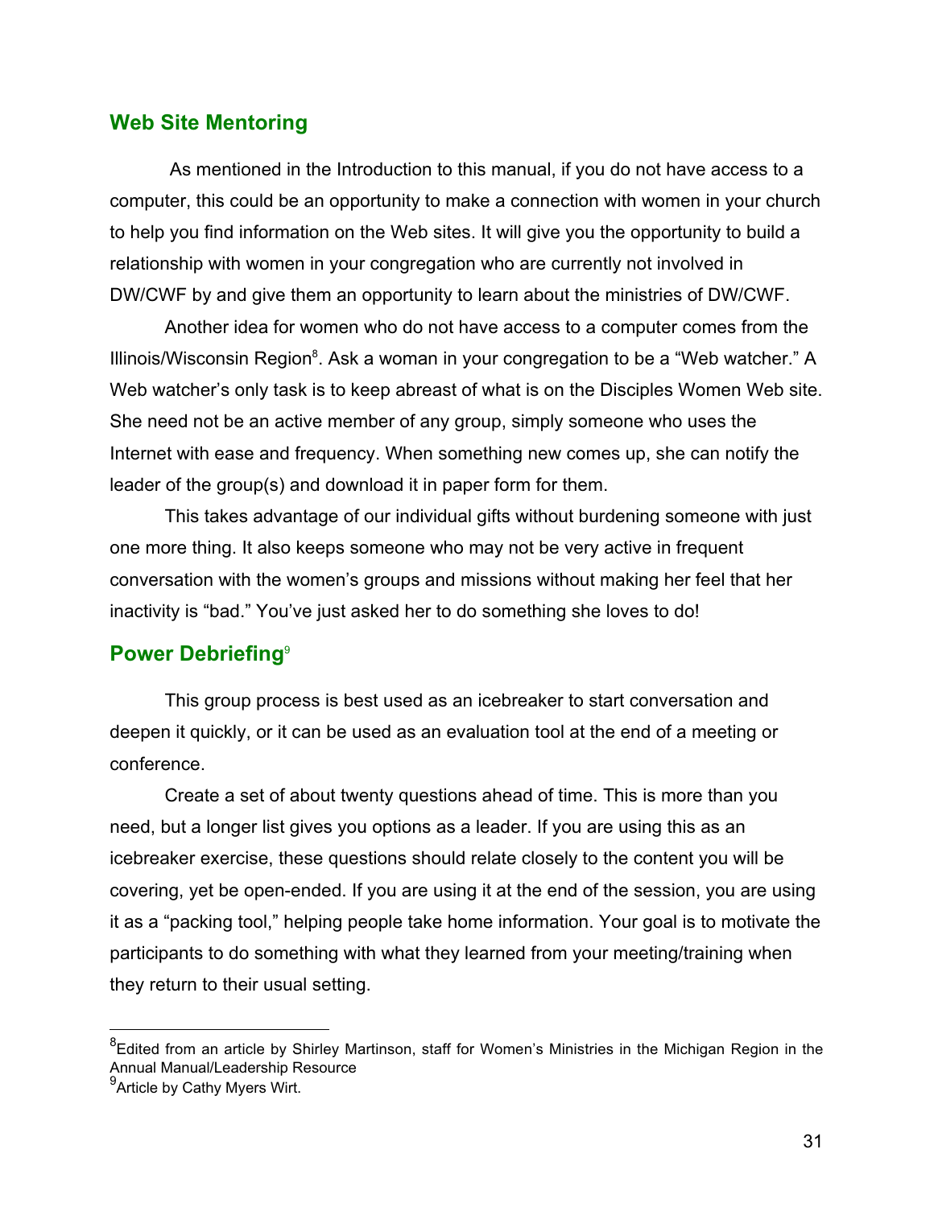## Web Site Mentoring

As mentioned in the Introduction to this manual, if you do not have access to a computer, this could be an opportunity to make a connection with women in your church to help you find information on the Web sites. It will give you the opportunity to build a relationship with women in your congregation who are currently not involved in DW/CWF by and give them an opportunity to learn about the ministries of DW/CWF.

Another idea for women who do not have access to a computer comes from the Illinois/Wisconsin Region[8]. Ask a woman in your congregation to be a "Web watcher." A Web watcher's only task is to keep abreast of what is on the Disciples Women Web site. She need not be an active member of any group, simply someone who uses the Internet with ease and frequency. When something new comes up, she can notify the leader of the group(s) and download it in paper form for them.

This takes advantage of our individual gifts without burdening someone with just one more thing. It also keeps someone who may not be very active in frequent conversation with the women's groups and missions without making her feel that her inactivity is "bad." You've just asked her to do something she loves to do!

## Power Debriefing[9]

This group process is best used as an icebreaker to start conversation and deepen it quickly, or it can be used as an evaluation tool at the end of a meeting or conference.

Create a set of about twenty questions ahead of time. This is more than you need, but a longer list gives you options as a leader. If you are using this as an icebreaker exercise, these questions should relate closely to the content you will be covering, yet be open-ended. If you are using it at the end of the session, you are using it as a "packing tool," helping people take home information. Your goal is to motivate the participants to do something with what they learned from your meeting/training when they return to their usual setting.

---

[8] Edited from an article by Shirley Martinson, staff for Women's Ministries in the Michigan Region in the Annual Manual/Leadership Resource

[9] Article by Cathy Myers Wirt.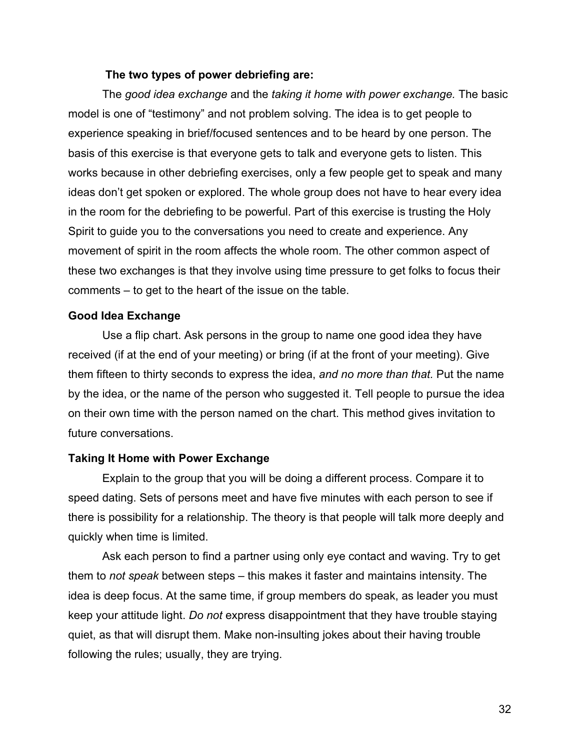**The two types of power debriefing are:**

The *good idea exchange* and the *taking it home with power exchange.* The basic model is one of "testimony" and not problem solving. The idea is to get people to experience speaking in brief/focused sentences and to be heard by one person. The basis of this exercise is that everyone gets to talk and everyone gets to listen. This works because in other debriefing exercises, only a few people get to speak and many ideas don't get spoken or explored. The whole group does not have to hear every idea in the room for the debriefing to be powerful. Part of this exercise is trusting the Holy Spirit to guide you to the conversations you need to create and experience. Any movement of spirit in the room affects the whole room. The other common aspect of these two exchanges is that they involve using time pressure to get folks to focus their comments – to get to the heart of the issue on the table.

**Good Idea Exchange**

Use a flip chart. Ask persons in the group to name one good idea they have received (if at the end of your meeting) or bring (if at the front of your meeting). Give them fifteen to thirty seconds to express the idea, *and no more than that.* Put the name by the idea, or the name of the person who suggested it. Tell people to pursue the idea on their own time with the person named on the chart. This method gives invitation to future conversations.

**Taking It Home with Power Exchange**

Explain to the group that you will be doing a different process. Compare it to speed dating. Sets of persons meet and have five minutes with each person to see if there is possibility for a relationship. The theory is that people will talk more deeply and quickly when time is limited.

Ask each person to find a partner using only eye contact and waving. Try to get them to *not speak* between steps – this makes it faster and maintains intensity. The idea is deep focus. At the same time, if group members do speak, as leader you must keep your attitude light. *Do not* express disappointment that they have trouble staying quiet, as that will disrupt them. Make non-insulting jokes about their having trouble following the rules; usually, they are trying.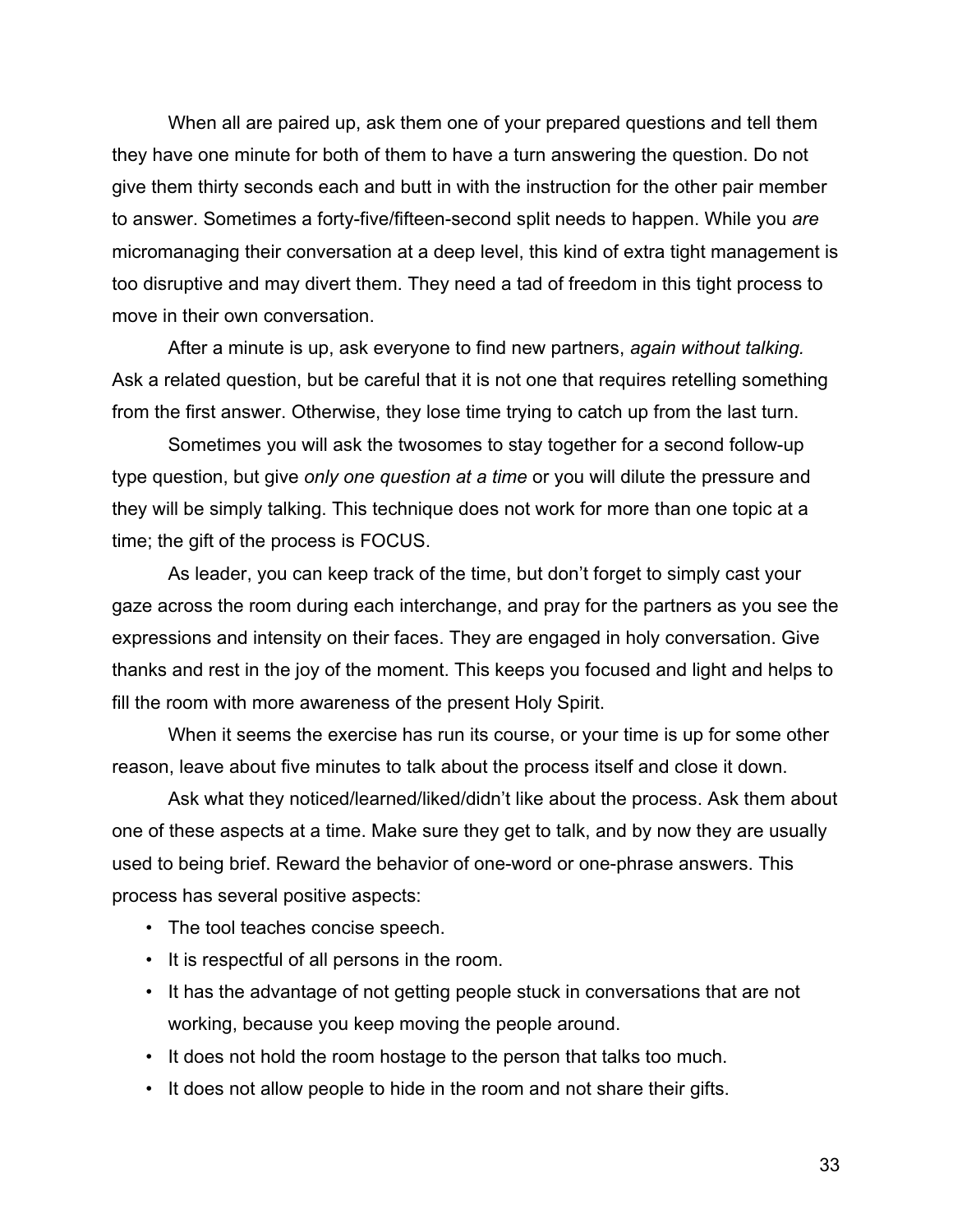When all are paired up, ask them one of your prepared questions and tell them they have one minute for both of them to have a turn answering the question. Do not give them thirty seconds each and butt in with the instruction for the other pair member to answer. Sometimes a forty-five/fifteen-second split needs to happen. While you *are* micromanaging their conversation at a deep level, this kind of extra tight management is too disruptive and may divert them. They need a tad of freedom in this tight process to move in their own conversation.

After a minute is up, ask everyone to find new partners, *again without talking.* Ask a related question, but be careful that it is not one that requires retelling something from the first answer. Otherwise, they lose time trying to catch up from the last turn.

Sometimes you will ask the twosomes to stay together for a second follow-up type question, but give *only one question at a time* or you will dilute the pressure and they will be simply talking. This technique does not work for more than one topic at a time; the gift of the process is FOCUS.

As leader, you can keep track of the time, but don't forget to simply cast your gaze across the room during each interchange, and pray for the partners as you see the expressions and intensity on their faces. They are engaged in holy conversation. Give thanks and rest in the joy of the moment. This keeps you focused and light and helps to fill the room with more awareness of the present Holy Spirit.

When it seems the exercise has run its course, or your time is up for some other reason, leave about five minutes to talk about the process itself and close it down.

Ask what they noticed/learned/liked/didn't like about the process. Ask them about one of these aspects at a time. Make sure they get to talk, and by now they are usually used to being brief. Reward the behavior of one-word or one-phrase answers. This process has several positive aspects:

- The tool teaches concise speech.
- It is respectful of all persons in the room.
- It has the advantage of not getting people stuck in conversations that are not working, because you keep moving the people around.
- It does not hold the room hostage to the person that talks too much.
- It does not allow people to hide in the room and not share their gifts.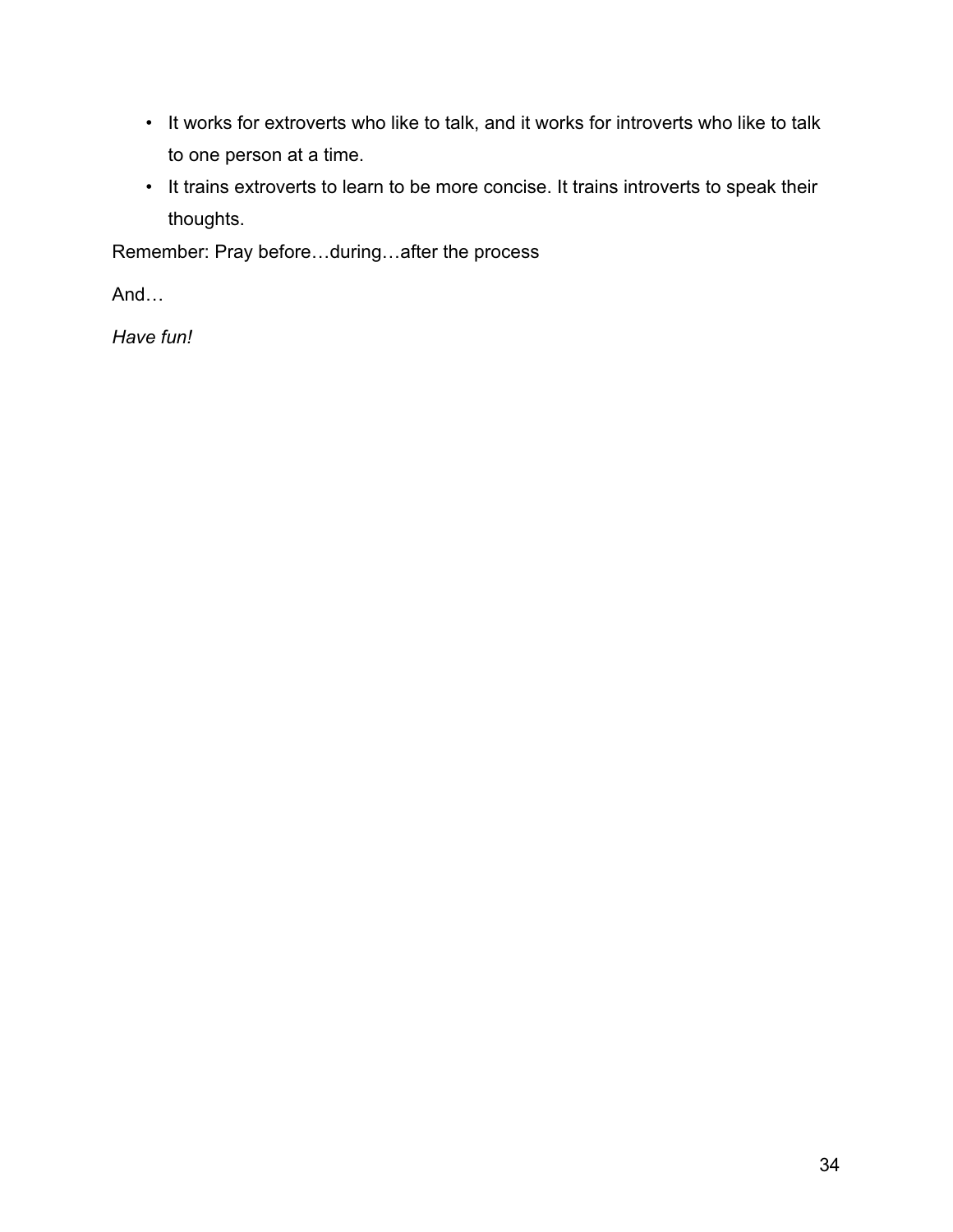- It works for extroverts who like to talk, and it works for introverts who like to talk to one person at a time.
- It trains extroverts to learn to be more concise. It trains introverts to speak their thoughts.

Remember: Pray before…during…after the process

And…

*Have fun!*